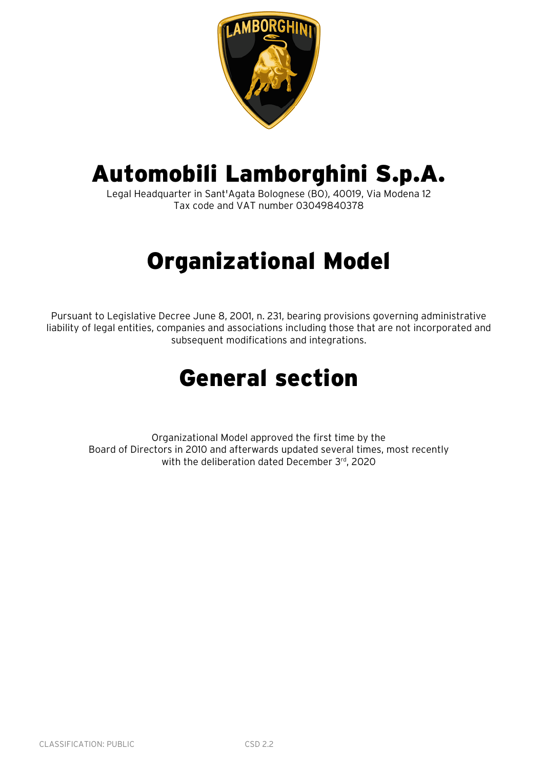# Automobili Lamborghini S.p.A.

Legal Headquarter in Sant'Agata Bolognese (BO), 40019, Via Modena 12
Tax code and VAT number 03049840378

# Organizational Model

Pursuant to Legislative Decree June 8, 2001, n. 231, bearing provisions governing administrative liability of legal entities, companies and associations including those that are not incorporated and subsequent modifications and integrations.

# General section

Organizational Model approved the first time by the Board of Directors in 2010 and afterwards updated several times, most recently with the deliberation dated December 3rd, 2020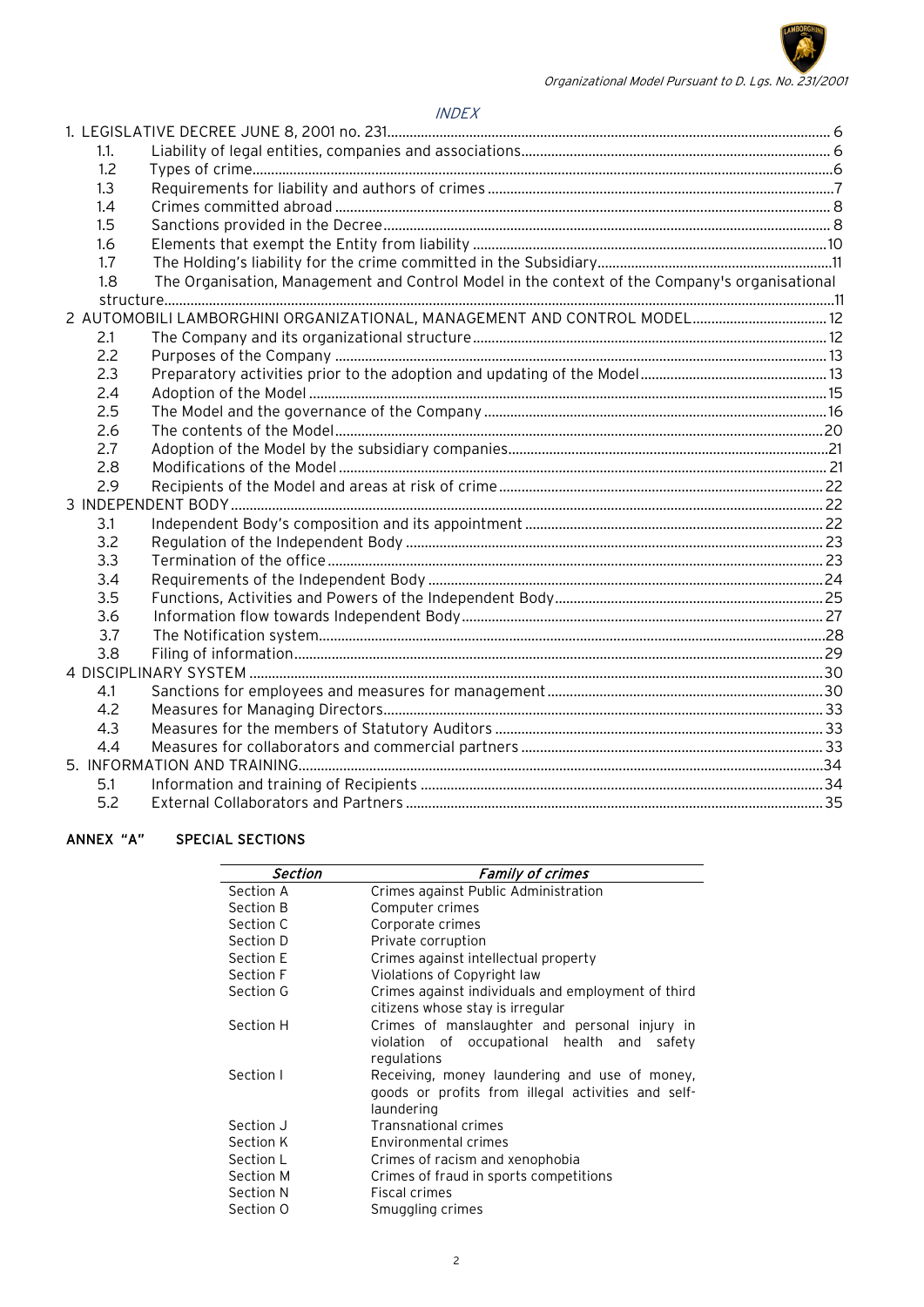*INDEX*

1. LEGISLATIVE DECREE JUNE 8, 2001 no. 231 ..... 6
   - 1.1. Liability of legal entities, companies and associations ..... 6
   - 1.2 Types of crime ..... 6
   - 1.3 Requirements for liability and authors of crimes ..... 7
   - 1.4 Crimes committed abroad ..... 8
   - 1.5 Sanctions provided in the Decree ..... 8
   - 1.6 Elements that exempt the Entity from liability ..... 10
   - 1.7 The Holding's liability for the crime committed in the Subsidiary ..... 11
   - 1.8 The Organisation, Management and Control Model in the context of the Company's organisational structure ..... 11
2. AUTOMOBILI LAMBORGHINI ORGANIZATIONAL, MANAGEMENT AND CONTROL MODEL ..... 12
   - 2.1 The Company and its organizational structure ..... 12
   - 2.2 Purposes of the Company ..... 13
   - 2.3 Preparatory activities prior to the adoption and updating of the Model ..... 13
   - 2.4 Adoption of the Model ..... 15
   - 2.5 The Model and the governance of the Company ..... 16
   - 2.6 The contents of the Model ..... 20
   - 2.7 Adoption of the Model by the subsidiary companies ..... 21
   - 2.8 Modifications of the Model ..... 21
   - 2.9 Recipients of the Model and areas at risk of crime ..... 22
3. INDEPENDENT BODY ..... 22
   - 3.1 Independent Body's composition and its appointment ..... 22
   - 3.2 Regulation of the Independent Body ..... 23
   - 3.3 Termination of the office ..... 23
   - 3.4 Requirements of the Independent Body ..... 24
   - 3.5 Functions, Activities and Powers of the Independent Body ..... 25
   - 3.6 Information flow towards Independent Body ..... 27
   - 3.7 The Notification system ..... 28
   - 3.8 Filing of information ..... 29
4. DISCIPLINARY SYSTEM ..... 30
   - 4.1 Sanctions for employees and measures for management ..... 30
   - 4.2 Measures for Managing Directors ..... 33
   - 4.3 Measures for the members of Statutory Auditors ..... 33
   - 4.4 Measures for collaborators and commercial partners ..... 33
5. INFORMATION AND TRAINING ..... 34
   - 5.1 Information and training of Recipients ..... 34
   - 5.2 External Collaborators and Partners ..... 35

**ANNEX "A" SPECIAL SECTIONS**

| *Section* | *Family of crimes* |
|---|---|
| Section A | Crimes against Public Administration |
| Section B | Computer crimes |
| Section C | Corporate crimes |
| Section D | Private corruption |
| Section E | Crimes against intellectual property |
| Section F | Violations of Copyright law |
| Section G | Crimes against individuals and employment of third citizens whose stay is irregular |
| Section H | Crimes of manslaughter and personal injury in violation of occupational health and safety regulations |
| Section I | Receiving, money laundering and use of money, goods or profits from illegal activities and self-laundering |
| Section J | Transnational crimes |
| Section K | Environmental crimes |
| Section L | Crimes of racism and xenophobia |
| Section M | Crimes of fraud in sports competitions |
| Section N | Fiscal crimes |
| Section O | Smuggling crimes |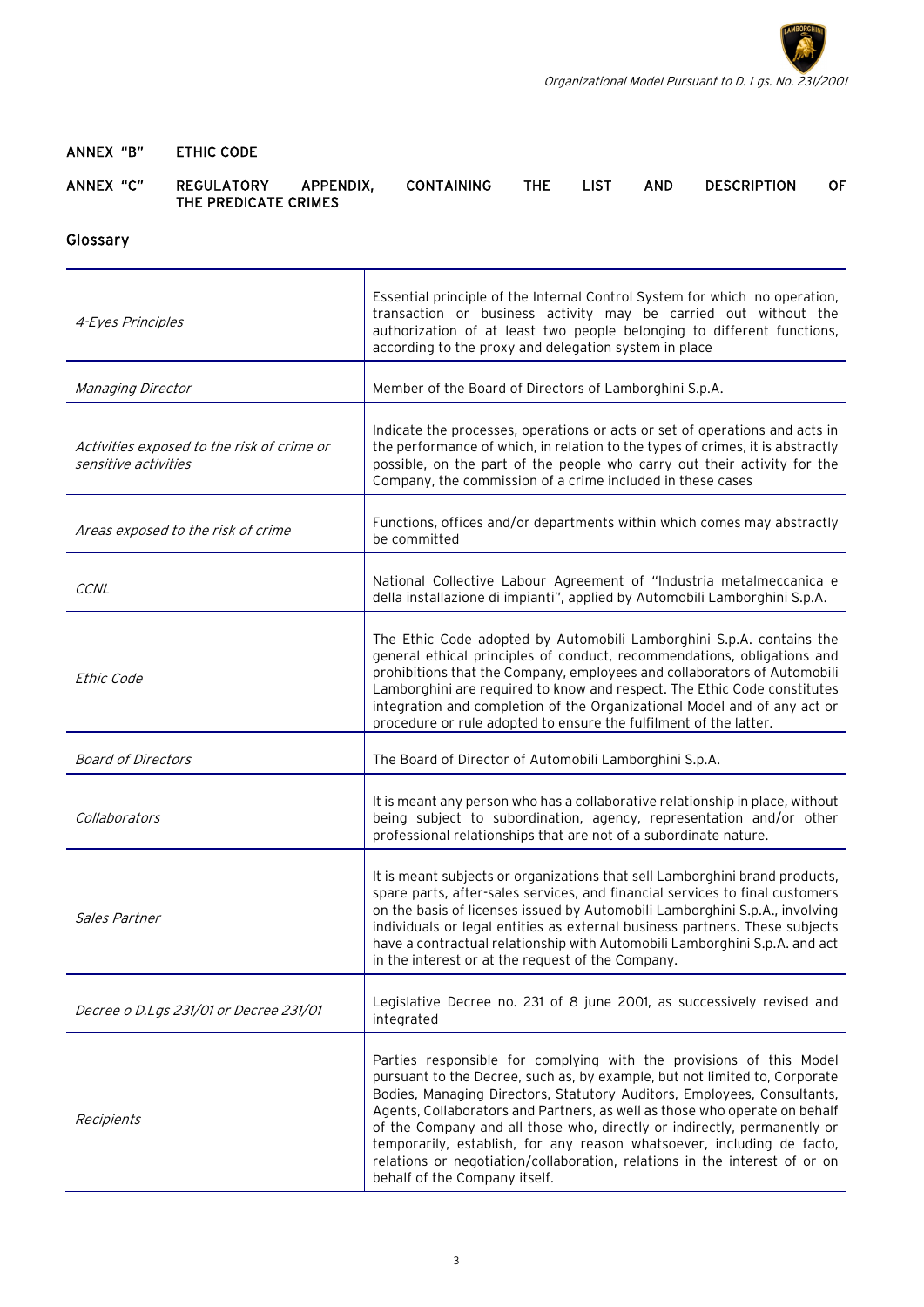**ANNEX "B"** **ETHIC CODE**

**ANNEX "C"** **REGULATORY APPENDIX, CONTAINING THE LIST AND DESCRIPTION OF THE PREDICATE CRIMES**

## Glossary

| | |
|---|---|
| *4-Eyes Principles* | Essential principle of the Internal Control System for which no operation, transaction or business activity may be carried out without the authorization of at least two people belonging to different functions, according to the proxy and delegation system in place |
| *Managing Director* | Member of the Board of Directors of Lamborghini S.p.A. |
| *Activities exposed to the risk of crime or sensitive activities* | Indicate the processes, operations or acts or set of operations and acts in the performance of which, in relation to the types of crimes, it is abstractly possible, on the part of the people who carry out their activity for the Company, the commission of a crime included in these cases |
| *Areas exposed to the risk of crime* | Functions, offices and/or departments within which comes may abstractly be committed |
| *CCNL* | National Collective Labour Agreement of "Industria metalmeccanica e della installazione di impianti", applied by Automobili Lamborghini S.p.A. |
| *Ethic Code* | The Ethic Code adopted by Automobili Lamborghini S.p.A. contains the general ethical principles of conduct, recommendations, obligations and prohibitions that the Company, employees and collaborators of Automobili Lamborghini are required to know and respect. The Ethic Code constitutes integration and completion of the Organizational Model and of any act or procedure or rule adopted to ensure the fulfilment of the latter. |
| *Board of Directors* | The Board of Director of Automobili Lamborghini S.p.A. |
| *Collaborators* | It is meant any person who has a collaborative relationship in place, without being subject to subordination, agency, representation and/or other professional relationships that are not of a subordinate nature. |
| *Sales Partner* | It is meant subjects or organizations that sell Lamborghini brand products, spare parts, after-sales services, and financial services to final customers on the basis of licenses issued by Automobili Lamborghini S.p.A., involving individuals or legal entities as external business partners. These subjects have a contractual relationship with Automobili Lamborghini S.p.A. and act in the interest or at the request of the Company. |
| *Decree o D.Lgs 231/01 or Decree 231/01* | Legislative Decree no. 231 of 8 june 2001, as successively revised and integrated |
| *Recipients* | Parties responsible for complying with the provisions of this Model pursuant to the Decree, such as, by example, but not limited to, Corporate Bodies, Managing Directors, Statutory Auditors, Employees, Consultants, Agents, Collaborators and Partners, as well as those who operate on behalf of the Company and all those who, directly or indirectly, permanently or temporarily, establish, for any reason whatsoever, including de facto, relations or negotiation/collaboration, relations in the interest of or on behalf of the Company itself. |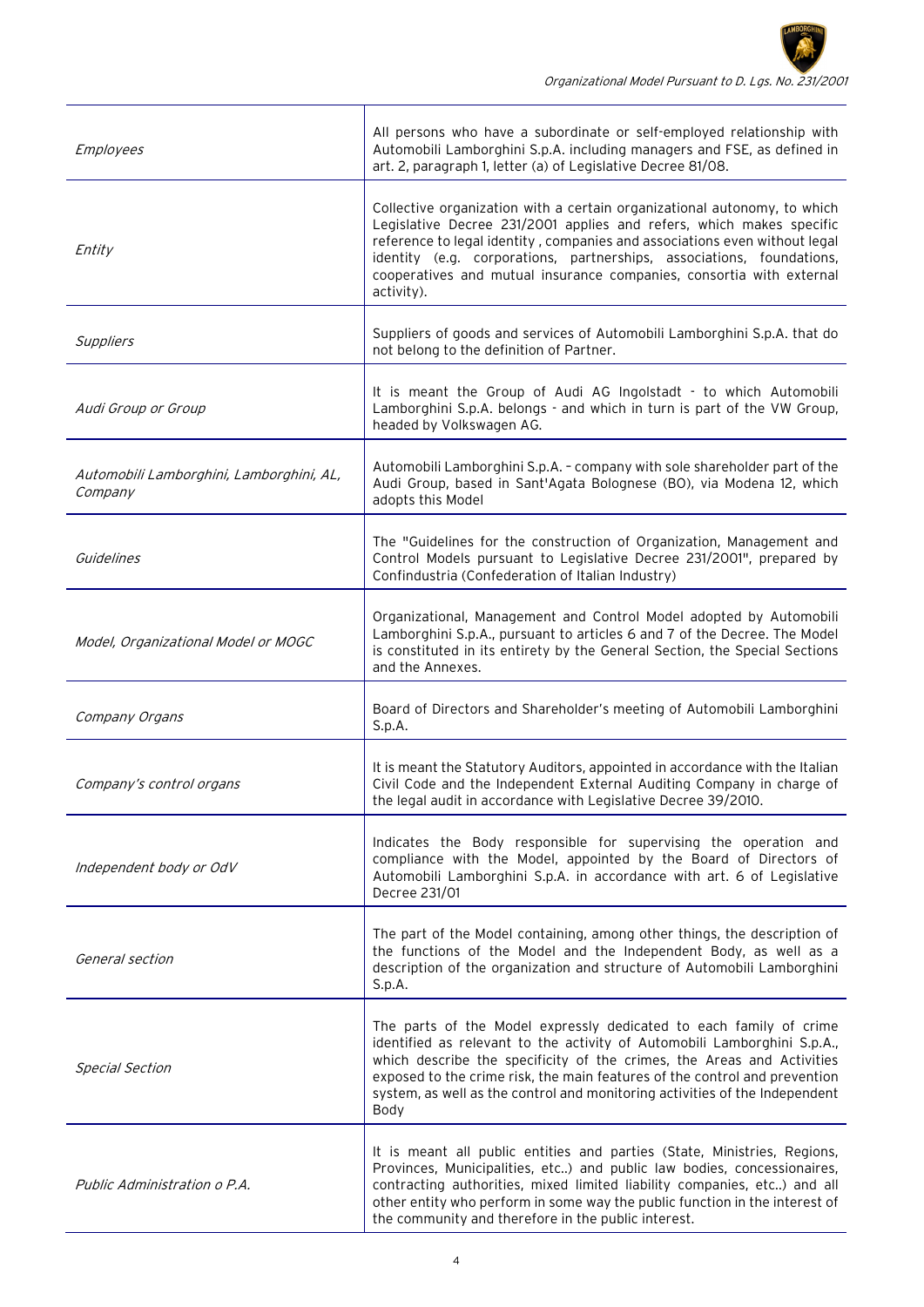| | |
|---|---|
| *Employees* | All persons who have a subordinate or self-employed relationship with Automobili Lamborghini S.p.A. including managers and FSE, as defined in art. 2, paragraph 1, letter (a) of Legislative Decree 81/08. |
| *Entity* | Collective organization with a certain organizational autonomy, to which Legislative Decree 231/2001 applies and refers, which makes specific reference to legal identity , companies and associations even without legal identity (e.g. corporations, partnerships, associations, foundations, cooperatives and mutual insurance companies, consortia with external activity). |
| *Suppliers* | Suppliers of goods and services of Automobili Lamborghini S.p.A. that do not belong to the definition of Partner. |
| *Audi Group or Group* | It is meant the Group of Audi AG Ingolstadt - to which Automobili Lamborghini S.p.A. belongs - and which in turn is part of the VW Group, headed by Volkswagen AG. |
| *Automobili Lamborghini, Lamborghini, AL, Company* | Automobili Lamborghini S.p.A. – company with sole shareholder part of the Audi Group, based in Sant'Agata Bolognese (BO), via Modena 12, which adopts this Model |
| *Guidelines* | The "Guidelines for the construction of Organization, Management and Control Models pursuant to Legislative Decree 231/2001", prepared by Confindustria (Confederation of Italian Industry) |
| *Model, Organizational Model or MOGC* | Organizational, Management and Control Model adopted by Automobili Lamborghini S.p.A., pursuant to articles 6 and 7 of the Decree. The Model is constituted in its entirety by the General Section, the Special Sections and the Annexes. |
| *Company Organs* | Board of Directors and Shareholder's meeting of Automobili Lamborghini S.p.A. |
| *Company's control organs* | It is meant the Statutory Auditors, appointed in accordance with the Italian Civil Code and the Independent External Auditing Company in charge of the legal audit in accordance with Legislative Decree 39/2010. |
| *Independent body or OdV* | Indicates the Body responsible for supervising the operation and compliance with the Model, appointed by the Board of Directors of Automobili Lamborghini S.p.A. in accordance with art. 6 of Legislative Decree 231/01 |
| *General section* | The part of the Model containing, among other things, the description of the functions of the Model and the Independent Body, as well as a description of the organization and structure of Automobili Lamborghini S.p.A. |
| *Special Section* | The parts of the Model expressly dedicated to each family of crime identified as relevant to the activity of Automobili Lamborghini S.p.A., which describe the specificity of the crimes, the Areas and Activities exposed to the crime risk, the main features of the control and prevention system, as well as the control and monitoring activities of the Independent Body |
| *Public Administration o P.A.* | It is meant all public entities and parties (State, Ministries, Regions, Provinces, Municipalities, etc..) and public law bodies, concessionaires, contracting authorities, mixed limited liability companies, etc..) and all other entity who perform in some way the public function in the interest of the community and therefore in the public interest. |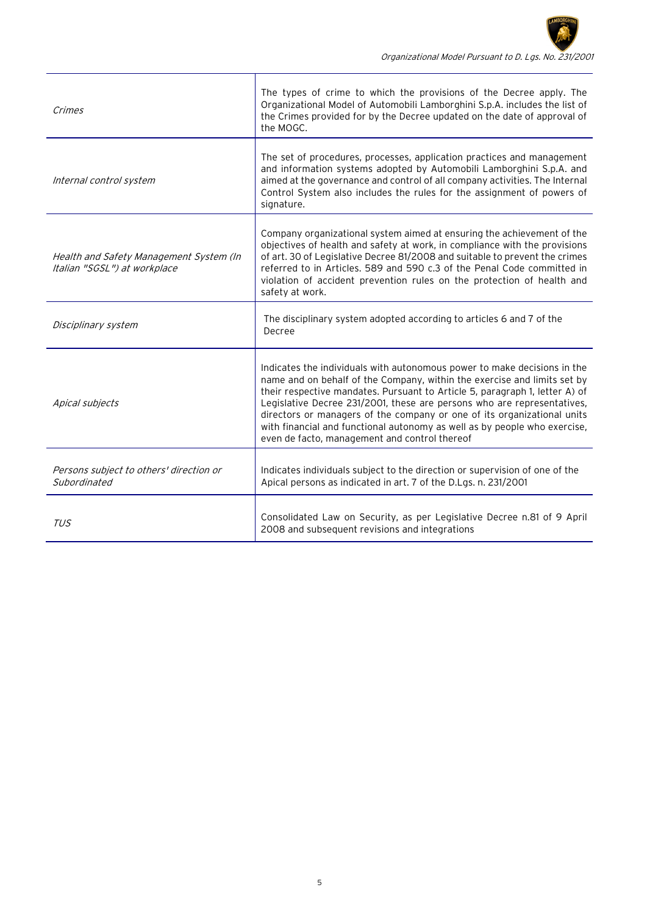| | |
|---|---|
| *Crimes* | The types of crime to which the provisions of the Decree apply. The Organizational Model of Automobili Lamborghini S.p.A. includes the list of the Crimes provided for by the Decree updated on the date of approval of the MOGC. |
| *Internal control system* | The set of procedures, processes, application practices and management and information systems adopted by Automobili Lamborghini S.p.A. and aimed at the governance and control of all company activities. The Internal Control System also includes the rules for the assignment of powers of signature. |
| *Health and Safety Management System (In Italian "SGSL") at workplace* | Company organizational system aimed at ensuring the achievement of the objectives of health and safety at work, in compliance with the provisions of art. 30 of Legislative Decree 81/2008 and suitable to prevent the crimes referred to in Articles. 589 and 590 c.3 of the Penal Code committed in violation of accident prevention rules on the protection of health and safety at work. |
| *Disciplinary system* | The disciplinary system adopted according to articles 6 and 7 of the Decree |
| *Apical subjects* | Indicates the individuals with autonomous power to make decisions in the name and on behalf of the Company, within the exercise and limits set by their respective mandates. Pursuant to Article 5, paragraph 1, letter A) of Legislative Decree 231/2001, these are persons who are representatives, directors or managers of the company or one of its organizational units with financial and functional autonomy as well as by people who exercise, even de facto, management and control thereof |
| *Persons subject to others' direction or Subordinated* | Indicates individuals subject to the direction or supervision of one of the Apical persons as indicated in art. 7 of the D.Lgs. n. 231/2001 |
| *TUS* | Consolidated Law on Security, as per Legislative Decree n.81 of 9 April 2008 and subsequent revisions and integrations |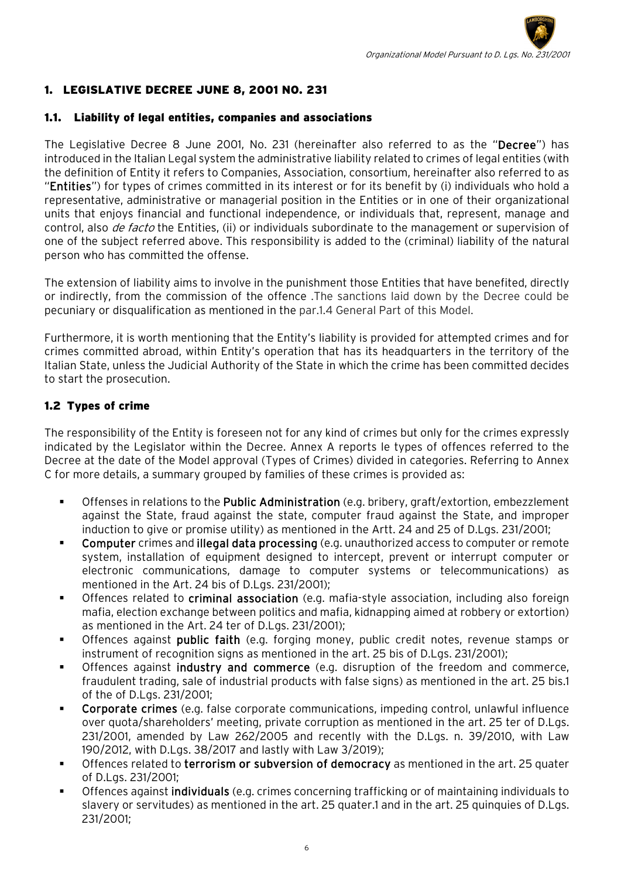# 1. LEGISLATIVE DECREE JUNE 8, 2001 NO. 231

## 1.1. Liability of legal entities, companies and associations

The Legislative Decree 8 June 2001, No. 231 (hereinafter also referred to as the "**Decree**") has introduced in the Italian Legal system the administrative liability related to crimes of legal entities (with the definition of Entity it refers to Companies, Association, consortium, hereinafter also referred to as "**Entities**") for types of crimes committed in its interest or for its benefit by (i) individuals who hold a representative, administrative or managerial position in the Entities or in one of their organizational units that enjoys financial and functional independence, or individuals that, represent, manage and control, also *de facto* the Entities, (ii) or individuals subordinate to the management or supervision of one of the subject referred above. This responsibility is added to the (criminal) liability of the natural person who has committed the offense.

The extension of liability aims to involve in the punishment those Entities that have benefited, directly or indirectly, from the commission of the offence .The sanctions laid down by the Decree could be pecuniary or disqualification as mentioned in the par.1.4 General Part of this Model.

Furthermore, it is worth mentioning that the Entity's liability is provided for attempted crimes and for crimes committed abroad, within Entity's operation that has its headquarters in the territory of the Italian State, unless the Judicial Authority of the State in which the crime has been committed decides to start the prosecution.

## 1.2 Types of crime

The responsibility of the Entity is foreseen not for any kind of crimes but only for the crimes expressly indicated by the Legislator within the Decree. Annex A reports le types of offences referred to the Decree at the date of the Model approval (Types of Crimes) divided in categories. Referring to Annex C for more details, a summary grouped by families of these crimes is provided as:

- Offenses in relations to the **Public Administration** (e.g. bribery, graft/extortion, embezzlement against the State, fraud against the state, computer fraud against the State, and improper induction to give or promise utility) as mentioned in the Artt. 24 and 25 of D.Lgs. 231/2001;
- **Computer** crimes and **illegal data processing** (e.g. unauthorized access to computer or remote system, installation of equipment designed to intercept, prevent or interrupt computer or electronic communications, damage to computer systems or telecommunications) as mentioned in the Art. 24 bis of D.Lgs. 231/2001);
- Offences related to **criminal association** (e.g. mafia-style association, including also foreign mafia, election exchange between politics and mafia, kidnapping aimed at robbery or extortion) as mentioned in the Art. 24 ter of D.Lgs. 231/2001);
- Offences against **public faith** (e.g. forging money, public credit notes, revenue stamps or instrument of recognition signs as mentioned in the art. 25 bis of D.Lgs. 231/2001);
- Offences against **industry and commerce** (e.g. disruption of the freedom and commerce, fraudulent trading, sale of industrial products with false signs) as mentioned in the art. 25 bis.1 of the of D.Lgs. 231/2001;
- **Corporate crimes** (e.g. false corporate communications, impeding control, unlawful influence over quota/shareholders' meeting, private corruption as mentioned in the art. 25 ter of D.Lgs. 231/2001, amended by Law 262/2005 and recently with the D.Lgs. n. 39/2010, with Law 190/2012, with D.Lgs. 38/2017 and lastly with Law 3/2019);
- Offences related to **terrorism or subversion of democracy** as mentioned in the art. 25 quater of D.Lgs. 231/2001;
- Offences against **individuals** (e.g. crimes concerning trafficking or of maintaining individuals to slavery or servitudes) as mentioned in the art. 25 quater.1 and in the art. 25 quinquies of D.Lgs. 231/2001;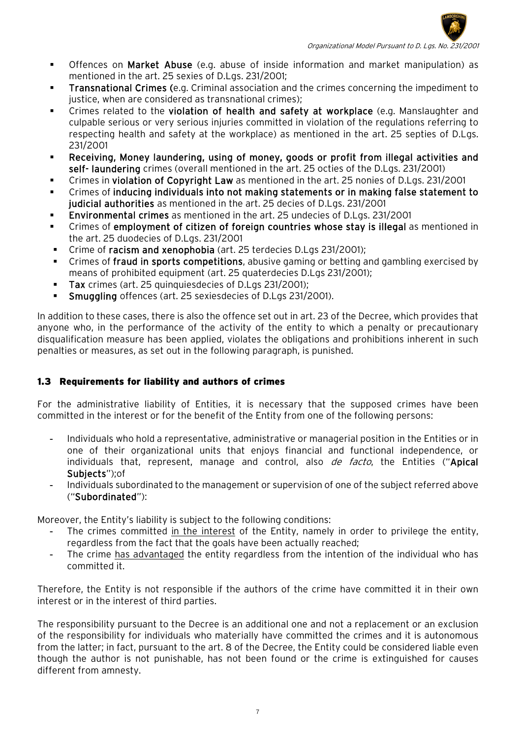- Offences on **Market Abuse** (e.g. abuse of inside information and market manipulation) as mentioned in the art. 25 sexies of D.Lgs. 231/2001;
- **Transnational Crimes (**e.g. Criminal association and the crimes concerning the impediment to justice, when are considered as transnational crimes);
- Crimes related to the **violation of health and safety at workplace** (e.g. Manslaughter and culpable serious or very serious injuries committed in violation of the regulations referring to respecting health and safety at the workplace) as mentioned in the art. 25 septies of D.Lgs. 231/2001
- **Receiving, Money laundering, using of money, goods or profit from illegal activities and self- laundering** crimes (overall mentioned in the art. 25 octies of the D.Lgs. 231/2001)
- Crimes in **violation of Copyright Law** as mentioned in the art. 25 nonies of D.Lgs. 231/2001
- Crimes of **inducing individuals into not making statements or in making false statement to judicial authorities** as mentioned in the art. 25 decies of D.Lgs. 231/2001
- **Environmental crimes** as mentioned in the art. 25 undecies of D.Lgs. 231/2001
- Crimes of **employment of citizen of foreign countries whose stay is illegal** as mentioned in the art. 25 duodecies of D.Lgs. 231/2001
- Crime of **racism and xenophobia** (art. 25 terdecies D.Lgs 231/2001);
- Crimes of **fraud in sports competitions**, abusive gaming or betting and gambling exercised by means of prohibited equipment (art. 25 quaterdecies D.Lgs 231/2001);
- **Tax** crimes (art. 25 quinquiesdecies of D.Lgs 231/2001);
- **Smuggling** offences (art. 25 sexiesdecies of D.Lgs 231/2001).

In addition to these cases, there is also the offence set out in art. 23 of the Decree, which provides that anyone who, in the performance of the activity of the entity to which a penalty or precautionary disqualification measure has been applied, violates the obligations and prohibitions inherent in such penalties or measures, as set out in the following paragraph, is punished.

### 1.3 Requirements for liability and authors of crimes

For the administrative liability of Entities, it is necessary that the supposed crimes have been committed in the interest or for the benefit of the Entity from one of the following persons:

- Individuals who hold a representative, administrative or managerial position in the Entities or in one of their organizational units that enjoys financial and functional independence, or individuals that, represent, manage and control, also *de facto*, the Entities ("**Apical Subjects**");of
- Individuals subordinated to the management or supervision of one of the subject referred above ("**Subordinated**"):

Moreover, the Entity's liability is subject to the following conditions:

- The crimes committed in the interest of the Entity, namely in order to privilege the entity, regardless from the fact that the goals have been actually reached;
- The crime has advantaged the entity regardless from the intention of the individual who has committed it.

Therefore, the Entity is not responsible if the authors of the crime have committed it in their own interest or in the interest of third parties.

The responsibility pursuant to the Decree is an additional one and not a replacement or an exclusion of the responsibility for individuals who materially have committed the crimes and it is autonomous from the latter; in fact, pursuant to the art. 8 of the Decree, the Entity could be considered liable even though the author is not punishable, has not been found or the crime is extinguished for causes different from amnesty.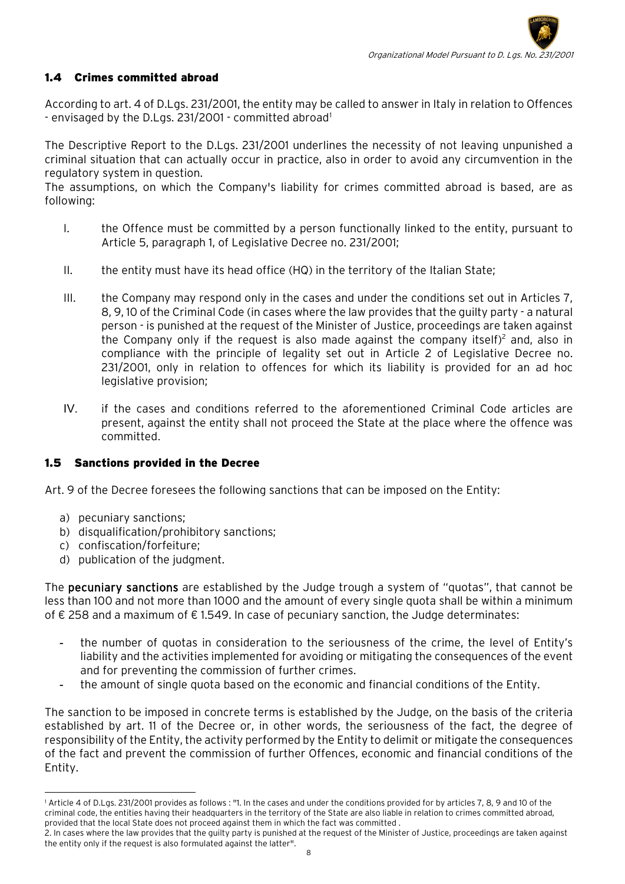## 1.4 Crimes committed abroad

According to art. 4 of D.Lgs. 231/2001, the entity may be called to answer in Italy in relation to Offences - envisaged by the D.Lgs. 231/2001 - committed abroad[1]

The Descriptive Report to the D.Lgs. 231/2001 underlines the necessity of not leaving unpunished a criminal situation that can actually occur in practice, also in order to avoid any circumvention in the regulatory system in question.

The assumptions, on which the Company's liability for crimes committed abroad is based, are as following:

I. the Offence must be committed by a person functionally linked to the entity, pursuant to Article 5, paragraph 1, of Legislative Decree no. 231/2001;

II. the entity must have its head office (HQ) in the territory of the Italian State;

III. the Company may respond only in the cases and under the conditions set out in Articles 7, 8, 9, 10 of the Criminal Code (in cases where the law provides that the guilty party - a natural person - is punished at the request of the Minister of Justice, proceedings are taken against the Company only if the request is also made against the company itself)[2] and, also in compliance with the principle of legality set out in Article 2 of Legislative Decree no. 231/2001, only in relation to offences for which its liability is provided for an ad hoc legislative provision;

IV. if the cases and conditions referred to the aforementioned Criminal Code articles are present, against the entity shall not proceed the State at the place where the offence was committed.

## 1.5 Sanctions provided in the Decree

Art. 9 of the Decree foresees the following sanctions that can be imposed on the Entity:

a) pecuniary sanctions;
b) disqualification/prohibitory sanctions;
c) confiscation/forfeiture;
d) publication of the judgment.

The **pecuniary sanctions** are established by the Judge trough a system of "quotas", that cannot be less than 100 and not more than 1000 and the amount of every single quota shall be within a minimum of € 258 and a maximum of € 1.549. In case of pecuniary sanction, the Judge determinates:

- the number of quotas in consideration to the seriousness of the crime, the level of Entity's liability and the activities implemented for avoiding or mitigating the consequences of the event and for preventing the commission of further crimes.
- the amount of single quota based on the economic and financial conditions of the Entity.

The sanction to be imposed in concrete terms is established by the Judge, on the basis of the criteria established by art. 11 of the Decree or, in other words, the seriousness of the fact, the degree of responsibility of the Entity, the activity performed by the Entity to delimit or mitigate the consequences of the fact and prevent the commission of further Offences, economic and financial conditions of the Entity.

---

[1] Article 4 of D.Lgs. 231/2001 provides as follows : "1. In the cases and under the conditions provided for by articles 7, 8, 9 and 10 of the criminal code, the entities having their headquarters in the territory of the State are also liable in relation to crimes committed abroad, provided that the local State does not proceed against them in which the fact was committed .

2. In cases where the law provides that the guilty party is punished at the request of the Minister of Justice, proceedings are taken against the entity only if the request is also formulated against the latter".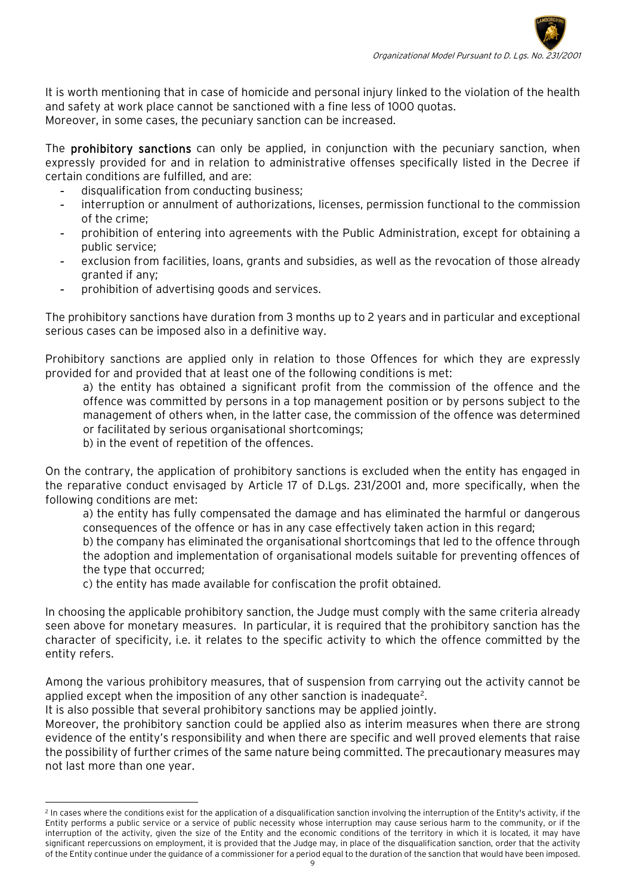It is worth mentioning that in case of homicide and personal injury linked to the violation of the health and safety at work place cannot be sanctioned with a fine less of 1000 quotas.
Moreover, in some cases, the pecuniary sanction can be increased.

The **prohibitory sanctions** can only be applied, in conjunction with the pecuniary sanction, when expressly provided for and in relation to administrative offenses specifically listed in the Decree if certain conditions are fulfilled, and are:

- disqualification from conducting business;
- interruption or annulment of authorizations, licenses, permission functional to the commission of the crime;
- prohibition of entering into agreements with the Public Administration, except for obtaining a public service;
- exclusion from facilities, loans, grants and subsidies, as well as the revocation of those already granted if any;
- prohibition of advertising goods and services.

The prohibitory sanctions have duration from 3 months up to 2 years and in particular and exceptional serious cases can be imposed also in a definitive way.

Prohibitory sanctions are applied only in relation to those Offences for which they are expressly provided for and provided that at least one of the following conditions is met:

a) the entity has obtained a significant profit from the commission of the offence and the offence was committed by persons in a top management position or by persons subject to the management of others when, in the latter case, the commission of the offence was determined or facilitated by serious organisational shortcomings;

b) in the event of repetition of the offences.

On the contrary, the application of prohibitory sanctions is excluded when the entity has engaged in the reparative conduct envisaged by Article 17 of D.Lgs. 231/2001 and, more specifically, when the following conditions are met:

a) the entity has fully compensated the damage and has eliminated the harmful or dangerous consequences of the offence or has in any case effectively taken action in this regard;

b) the company has eliminated the organisational shortcomings that led to the offence through the adoption and implementation of organisational models suitable for preventing offences of the type that occurred;

c) the entity has made available for confiscation the profit obtained.

In choosing the applicable prohibitory sanction, the Judge must comply with the same criteria already seen above for monetary measures. In particular, it is required that the prohibitory sanction has the character of specificity, i.e. it relates to the specific activity to which the offence committed by the entity refers.

Among the various prohibitory measures, that of suspension from carrying out the activity cannot be applied except when the imposition of any other sanction is inadequate[2].

It is also possible that several prohibitory sanctions may be applied jointly.

Moreover, the prohibitory sanction could be applied also as interim measures when there are strong evidence of the entity's responsibility and when there are specific and well proved elements that raise the possibility of further crimes of the same nature being committed. The precautionary measures may not last more than one year.

---

[2] In cases where the conditions exist for the application of a disqualification sanction involving the interruption of the Entity's activity, if the Entity performs a public service or a service of public necessity whose interruption may cause serious harm to the community, or if the interruption of the activity, given the size of the Entity and the economic conditions of the territory in which it is located, it may have significant repercussions on employment, it is provided that the Judge may, in place of the disqualification sanction, order that the activity of the Entity continue under the guidance of a commissioner for a period equal to the duration of the sanction that would have been imposed.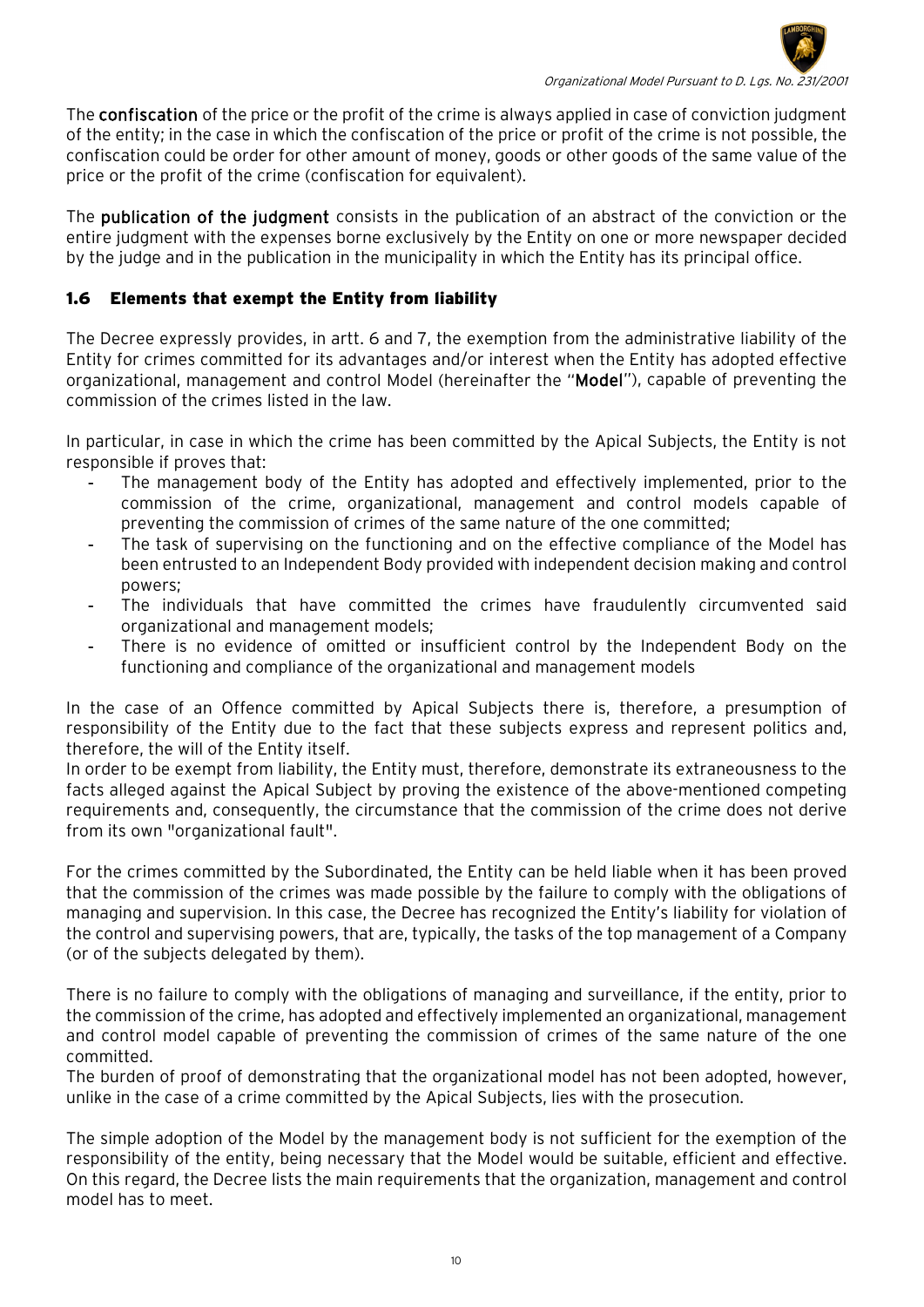The **confiscation** of the price or the profit of the crime is always applied in case of conviction judgment of the entity; in the case in which the confiscation of the price or profit of the crime is not possible, the confiscation could be order for other amount of money, goods or other goods of the same value of the price or the profit of the crime (confiscation for equivalent).

The **publication of the judgment** consists in the publication of an abstract of the conviction or the entire judgment with the expenses borne exclusively by the Entity on one or more newspaper decided by the judge and in the publication in the municipality in which the Entity has its principal office.

## 1.6 Elements that exempt the Entity from liability

The Decree expressly provides, in artt. 6 and 7, the exemption from the administrative liability of the Entity for crimes committed for its advantages and/or interest when the Entity has adopted effective organizational, management and control Model (hereinafter the "**Model**"), capable of preventing the commission of the crimes listed in the law.

In particular, in case in which the crime has been committed by the Apical Subjects, the Entity is not responsible if proves that:

- The management body of the Entity has adopted and effectively implemented, prior to the commission of the crime, organizational, management and control models capable of preventing the commission of crimes of the same nature of the one committed;
- The task of supervising on the functioning and on the effective compliance of the Model has been entrusted to an Independent Body provided with independent decision making and control powers;
- The individuals that have committed the crimes have fraudulently circumvented said organizational and management models;
- There is no evidence of omitted or insufficient control by the Independent Body on the functioning and compliance of the organizational and management models

In the case of an Offence committed by Apical Subjects there is, therefore, a presumption of responsibility of the Entity due to the fact that these subjects express and represent politics and, therefore, the will of the Entity itself.
In order to be exempt from liability, the Entity must, therefore, demonstrate its extraneousness to the facts alleged against the Apical Subject by proving the existence of the above-mentioned competing requirements and, consequently, the circumstance that the commission of the crime does not derive from its own "organizational fault".

For the crimes committed by the Subordinated, the Entity can be held liable when it has been proved that the commission of the crimes was made possible by the failure to comply with the obligations of managing and supervision. In this case, the Decree has recognized the Entity's liability for violation of the control and supervising powers, that are, typically, the tasks of the top management of a Company (or of the subjects delegated by them).

There is no failure to comply with the obligations of managing and surveillance, if the entity, prior to the commission of the crime, has adopted and effectively implemented an organizational, management and control model capable of preventing the commission of crimes of the same nature of the one committed.
The burden of proof of demonstrating that the organizational model has not been adopted, however, unlike in the case of a crime committed by the Apical Subjects, lies with the prosecution.

The simple adoption of the Model by the management body is not sufficient for the exemption of the responsibility of the entity, being necessary that the Model would be suitable, efficient and effective. On this regard, the Decree lists the main requirements that the organization, management and control model has to meet.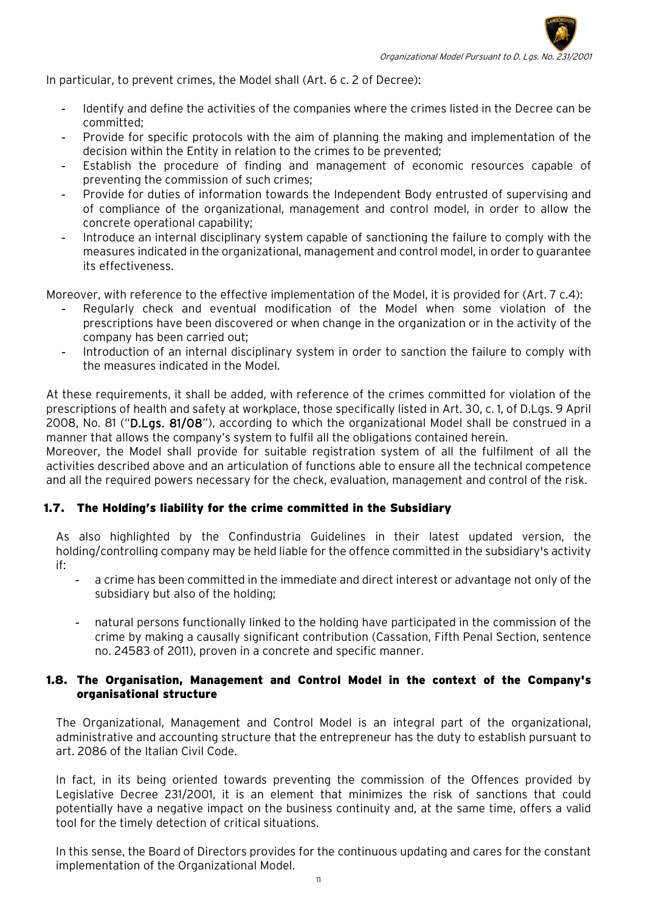In particular, to prevent crimes, the Model shall (Art. 6 c. 2 of Decree):

- Identify and define the activities of the companies where the crimes listed in the Decree can be committed;
- Provide for specific protocols with the aim of planning the making and implementation of the decision within the Entity in relation to the crimes to be prevented;
- Establish the procedure of finding and management of economic resources capable of preventing the commission of such crimes;
- Provide for duties of information towards the Independent Body entrusted of supervising and of compliance of the organizational, management and control model, in order to allow the concrete operational capability;
- Introduce an internal disciplinary system capable of sanctioning the failure to comply with the measures indicated in the organizational, management and control model, in order to guarantee its effectiveness.

Moreover, with reference to the effective implementation of the Model, it is provided for (Art. 7 c.4):

- Regularly check and eventual modification of the Model when some violation of the prescriptions have been discovered or when change in the organization or in the activity of the company has been carried out;
- Introduction of an internal disciplinary system in order to sanction the failure to comply with the measures indicated in the Model.

At these requirements, it shall be added, with reference of the crimes committed for violation of the prescriptions of health and safety at workplace, those specifically listed in Art. 30, c. 1, of D.Lgs. 9 April 2008, No. 81 ("**D.Lgs. 81/08**"), according to which the organizational Model shall be construed in a manner that allows the company's system to fulfil all the obligations contained herein.

Moreover, the Model shall provide for suitable registration system of all the fulfilment of all the activities described above and an articulation of functions able to ensure all the technical competence and all the required powers necessary for the check, evaluation, management and control of the risk.

## 1.7. The Holding's liability for the crime committed in the Subsidiary

As also highlighted by the Confindustria Guidelines in their latest updated version, the holding/controlling company may be held liable for the offence committed in the subsidiary's activity if:

- a crime has been committed in the immediate and direct interest or advantage not only of the subsidiary but also of the holding;
- natural persons functionally linked to the holding have participated in the commission of the crime by making a causally significant contribution (Cassation, Fifth Penal Section, sentence no. 24583 of 2011), proven in a concrete and specific manner.

## 1.8. The Organisation, Management and Control Model in the context of the Company's organisational structure

The Organizational, Management and Control Model is an integral part of the organizational, administrative and accounting structure that the entrepreneur has the duty to establish pursuant to art. 2086 of the Italian Civil Code.

In fact, in its being oriented towards preventing the commission of the Offences provided by Legislative Decree 231/2001, it is an element that minimizes the risk of sanctions that could potentially have a negative impact on the business continuity and, at the same time, offers a valid tool for the timely detection of critical situations.

In this sense, the Board of Directors provides for the continuous updating and cares for the constant implementation of the Organizational Model.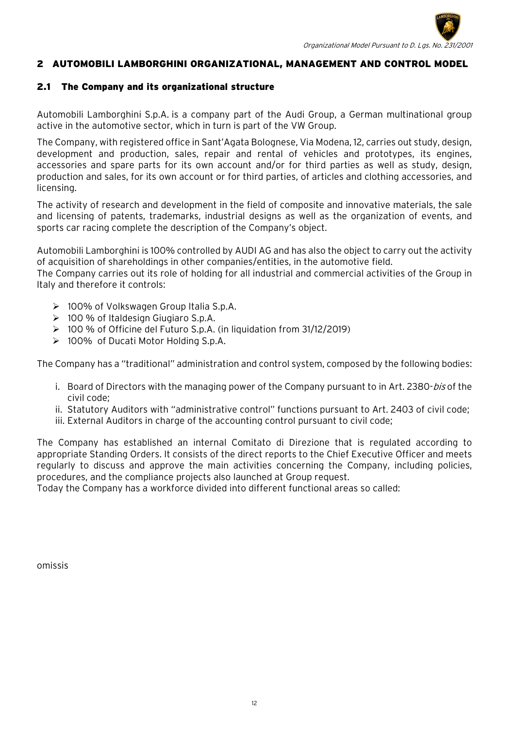## 2 AUTOMOBILI LAMBORGHINI ORGANIZATIONAL, MANAGEMENT AND CONTROL MODEL

### 2.1 The Company and its organizational structure

Automobili Lamborghini S.p.A. is a company part of the Audi Group, a German multinational group active in the automotive sector, which in turn is part of the VW Group.

The Company, with registered office in Sant'Agata Bolognese, Via Modena, 12, carries out study, design, development and production, sales, repair and rental of vehicles and prototypes, its engines, accessories and spare parts for its own account and/or for third parties as well as study, design, production and sales, for its own account or for third parties, of articles and clothing accessories, and licensing.

The activity of research and development in the field of composite and innovative materials, the sale and licensing of patents, trademarks, industrial designs as well as the organization of events, and sports car racing complete the description of the Company's object.

Automobili Lamborghini is 100% controlled by AUDI AG and has also the object to carry out the activity of acquisition of shareholdings in other companies/entities, in the automotive field.
The Company carries out its role of holding for all industrial and commercial activities of the Group in Italy and therefore it controls:

- 100% of Volkswagen Group Italia S.p.A.
- 100 % of Italdesign Giugiaro S.p.A.
- 100 % of Officine del Futuro S.p.A. (in liquidation from 31/12/2019)
- 100% of Ducati Motor Holding S.p.A.

The Company has a "traditional" administration and control system, composed by the following bodies:

i. Board of Directors with the managing power of the Company pursuant to in Art. 2380-*bis* of the civil code;
ii. Statutory Auditors with "administrative control" functions pursuant to Art. 2403 of civil code;
iii. External Auditors in charge of the accounting control pursuant to civil code;

The Company has established an internal Comitato di Direzione that is regulated according to appropriate Standing Orders. It consists of the direct reports to the Chief Executive Officer and meets regularly to discuss and approve the main activities concerning the Company, including policies, procedures, and the compliance projects also launched at Group request.
Today the Company has a workforce divided into different functional areas so called:

omissis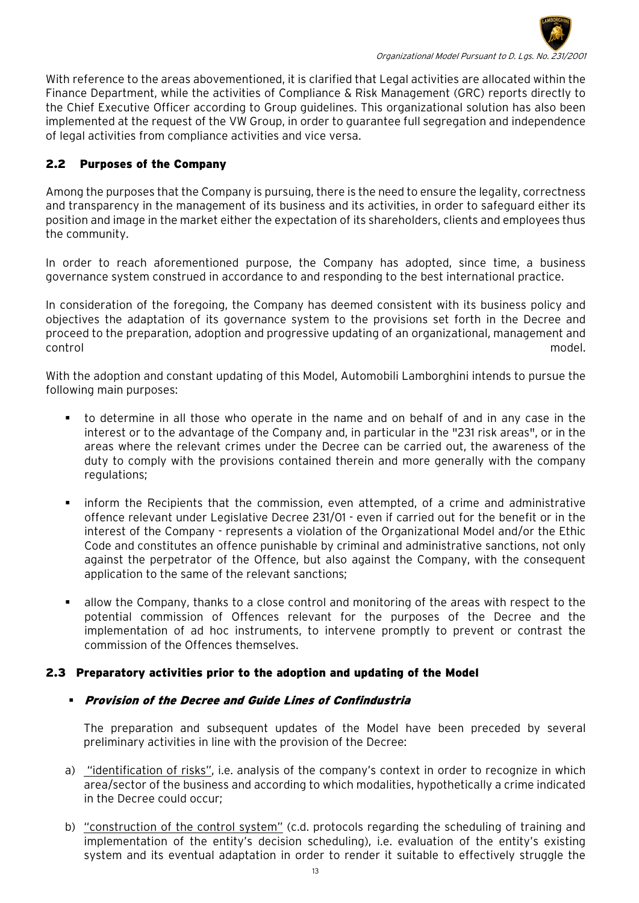With reference to the areas abovementioned, it is clarified that Legal activities are allocated within the Finance Department, while the activities of Compliance & Risk Management (GRC) reports directly to the Chief Executive Officer according to Group guidelines. This organizational solution has also been implemented at the request of the VW Group, in order to guarantee full segregation and independence of legal activities from compliance activities and vice versa.

## 2.2 Purposes of the Company

Among the purposes that the Company is pursuing, there is the need to ensure the legality, correctness and transparency in the management of its business and its activities, in order to safeguard either its position and image in the market either the expectation of its shareholders, clients and employees thus the community.

In order to reach aforementioned purpose, the Company has adopted, since time, a business governance system construed in accordance to and responding to the best international practice.

In consideration of the foregoing, the Company has deemed consistent with its business policy and objectives the adaptation of its governance system to the provisions set forth in the Decree and proceed to the preparation, adoption and progressive updating of an organizational, management and control model.

With the adoption and constant updating of this Model, Automobili Lamborghini intends to pursue the following main purposes:

- to determine in all those who operate in the name and on behalf of and in any case in the interest or to the advantage of the Company and, in particular in the "231 risk areas", or in the areas where the relevant crimes under the Decree can be carried out, the awareness of the duty to comply with the provisions contained therein and more generally with the company regulations;
- inform the Recipients that the commission, even attempted, of a crime and administrative offence relevant under Legislative Decree 231/01 - even if carried out for the benefit or in the interest of the Company - represents a violation of the Organizational Model and/or the Ethic Code and constitutes an offence punishable by criminal and administrative sanctions, not only against the perpetrator of the Offence, but also against the Company, with the consequent application to the same of the relevant sanctions;
- allow the Company, thanks to a close control and monitoring of the areas with respect to the potential commission of Offences relevant for the purposes of the Decree and the implementation of ad hoc instruments, to intervene promptly to prevent or contrast the commission of the Offences themselves.

## 2.3 Preparatory activities prior to the adoption and updating of the Model

- ***Provision of the Decree and Guide Lines of Confindustria***

  The preparation and subsequent updates of the Model have been preceded by several preliminary activities in line with the provision of the Decree:

a) "identification of risks", i.e. analysis of the company's context in order to recognize in which area/sector of the business and according to which modalities, hypothetically a crime indicated in the Decree could occur;

b) "construction of the control system" (c.d. protocols regarding the scheduling of training and implementation of the entity's decision scheduling), i.e. evaluation of the entity's existing system and its eventual adaptation in order to render it suitable to effectively struggle the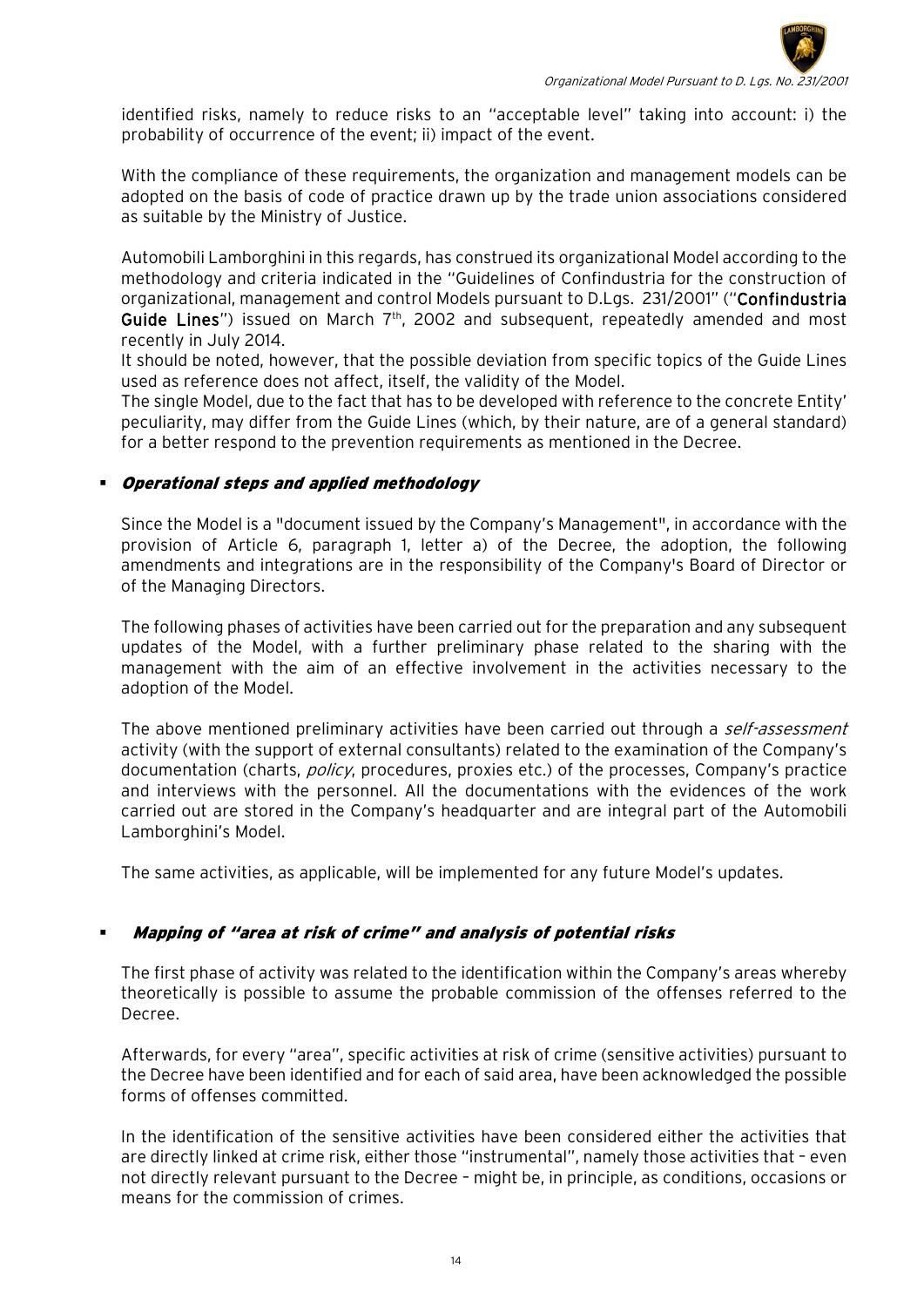identified risks, namely to reduce risks to an "acceptable level" taking into account: i) the probability of occurrence of the event; ii) impact of the event.

With the compliance of these requirements, the organization and management models can be adopted on the basis of code of practice drawn up by the trade union associations considered as suitable by the Ministry of Justice.

Automobili Lamborghini in this regards, has construed its organizational Model according to the methodology and criteria indicated in the "Guidelines of Confindustria for the construction of organizational, management and control Models pursuant to D.Lgs. 231/2001" ("**Confindustria Guide Lines**") issued on March 7th, 2002 and subsequent, repeatedly amended and most recently in July 2014.

It should be noted, however, that the possible deviation from specific topics of the Guide Lines used as reference does not affect, itself, the validity of the Model.

The single Model, due to the fact that has to be developed with reference to the concrete Entity' peculiarity, may differ from the Guide Lines (which, by their nature, are of a general standard) for a better respond to the prevention requirements as mentioned in the Decree.

- ***Operational steps and applied methodology***

Since the Model is a "document issued by the Company's Management", in accordance with the provision of Article 6, paragraph 1, letter a) of the Decree, the adoption, the following amendments and integrations are in the responsibility of the Company's Board of Director or of the Managing Directors.

The following phases of activities have been carried out for the preparation and any subsequent updates of the Model, with a further preliminary phase related to the sharing with the management with the aim of an effective involvement in the activities necessary to the adoption of the Model.

The above mentioned preliminary activities have been carried out through a *self-assessment* activity (with the support of external consultants) related to the examination of the Company's documentation (charts, *policy*, procedures, proxies etc.) of the processes, Company's practice and interviews with the personnel. All the documentations with the evidences of the work carried out are stored in the Company's headquarter and are integral part of the Automobili Lamborghini's Model.

The same activities, as applicable, will be implemented for any future Model's updates.

- ***Mapping of "area at risk of crime" and analysis of potential risks***

The first phase of activity was related to the identification within the Company's areas whereby theoretically is possible to assume the probable commission of the offenses referred to the Decree.

Afterwards, for every "area", specific activities at risk of crime (sensitive activities) pursuant to the Decree have been identified and for each of said area, have been acknowledged the possible forms of offenses committed.

In the identification of the sensitive activities have been considered either the activities that are directly linked at crime risk, either those "instrumental", namely those activities that – even not directly relevant pursuant to the Decree – might be, in principle, as conditions, occasions or means for the commission of crimes.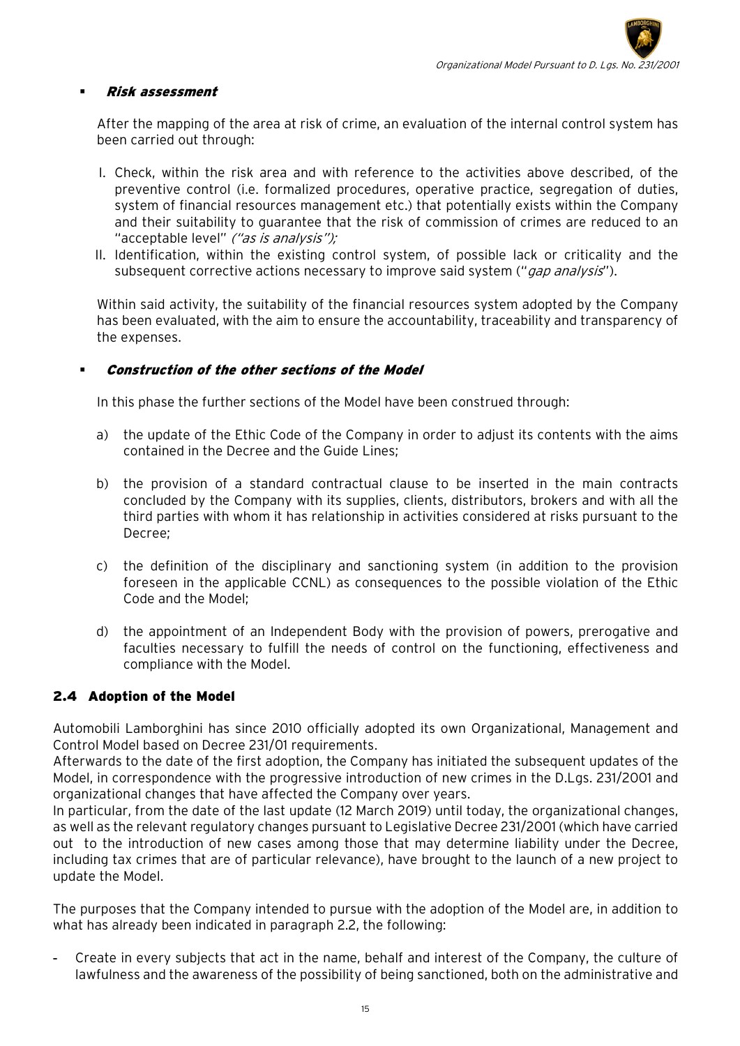- ***Risk assessment***

  After the mapping of the area at risk of crime, an evaluation of the internal control system has been carried out through:

  I. Check, within the risk area and with reference to the activities above described, of the preventive control (i.e. formalized procedures, operative practice, segregation of duties, system of financial resources management etc.) that potentially exists within the Company and their suitability to guarantee that the risk of commission of crimes are reduced to an "acceptable level" *("as is analysis");*
  II. Identification, within the existing control system, of possible lack or criticality and the subsequent corrective actions necessary to improve said system ("*gap analysis*").

  Within said activity, the suitability of the financial resources system adopted by the Company has been evaluated, with the aim to ensure the accountability, traceability and transparency of the expenses.

- ***Construction of the other sections of the Model***

  In this phase the further sections of the Model have been construed through:

  a) the update of the Ethic Code of the Company in order to adjust its contents with the aims contained in the Decree and the Guide Lines;

  b) the provision of a standard contractual clause to be inserted in the main contracts concluded by the Company with its supplies, clients, distributors, brokers and with all the third parties with whom it has relationship in activities considered at risks pursuant to the Decree;

  c) the definition of the disciplinary and sanctioning system (in addition to the provision foreseen in the applicable CCNL) as consequences to the possible violation of the Ethic Code and the Model;

  d) the appointment of an Independent Body with the provision of powers, prerogative and faculties necessary to fulfill the needs of control on the functioning, effectiveness and compliance with the Model.

## 2.4 Adoption of the Model

Automobili Lamborghini has since 2010 officially adopted its own Organizational, Management and Control Model based on Decree 231/01 requirements.
Afterwards to the date of the first adoption, the Company has initiated the subsequent updates of the Model, in correspondence with the progressive introduction of new crimes in the D.Lgs. 231/2001 and organizational changes that have affected the Company over years.
In particular, from the date of the last update (12 March 2019) until today, the organizational changes, as well as the relevant regulatory changes pursuant to Legislative Decree 231/2001 (which have carried out to the introduction of new cases among those that may determine liability under the Decree, including tax crimes that are of particular relevance), have brought to the launch of a new project to update the Model.

The purposes that the Company intended to pursue with the adoption of the Model are, in addition to what has already been indicated in paragraph 2.2, the following:

- Create in every subjects that act in the name, behalf and interest of the Company, the culture of lawfulness and the awareness of the possibility of being sanctioned, both on the administrative and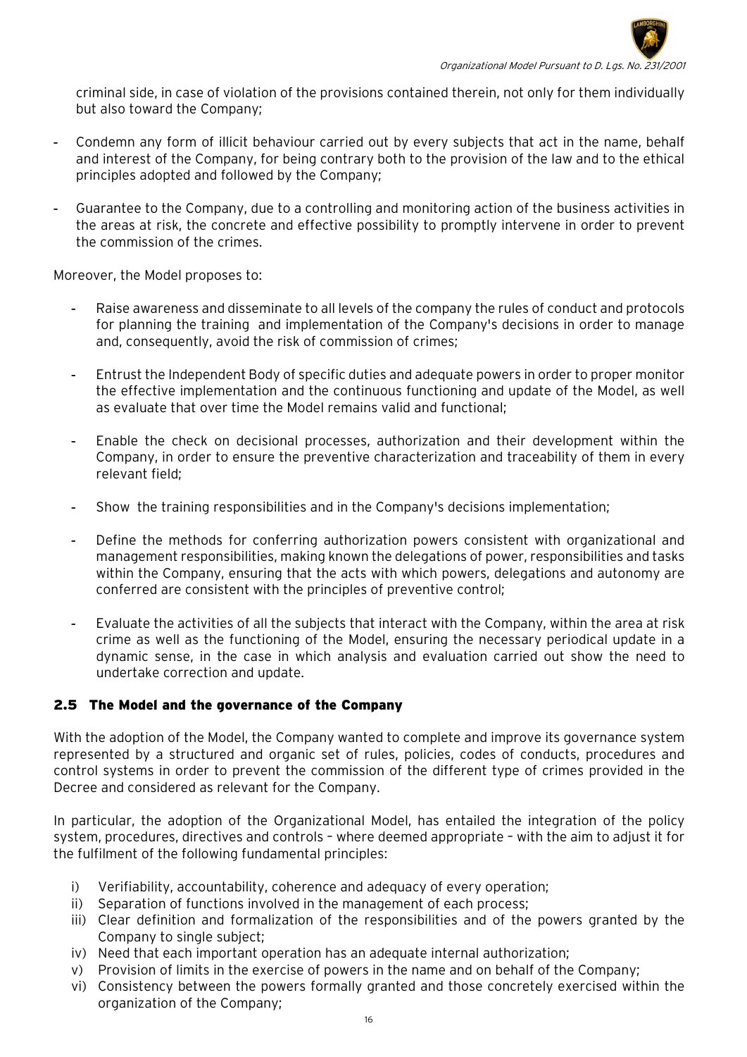criminal side, in case of violation of the provisions contained therein, not only for them individually but also toward the Company;

- Condemn any form of illicit behaviour carried out by every subjects that act in the name, behalf and interest of the Company, for being contrary both to the provision of the law and to the ethical principles adopted and followed by the Company;
- Guarantee to the Company, due to a controlling and monitoring action of the business activities in the areas at risk, the concrete and effective possibility to promptly intervene in order to prevent the commission of the crimes.

Moreover, the Model proposes to:

- Raise awareness and disseminate to all levels of the company the rules of conduct and protocols for planning the training and implementation of the Company's decisions in order to manage and, consequently, avoid the risk of commission of crimes;
- Entrust the Independent Body of specific duties and adequate powers in order to proper monitor the effective implementation and the continuous functioning and update of the Model, as well as evaluate that over time the Model remains valid and functional;
- Enable the check on decisional processes, authorization and their development within the Company, in order to ensure the preventive characterization and traceability of them in every relevant field;
- Show the training responsibilities and in the Company's decisions implementation;
- Define the methods for conferring authorization powers consistent with organizational and management responsibilities, making known the delegations of power, responsibilities and tasks within the Company, ensuring that the acts with which powers, delegations and autonomy are conferred are consistent with the principles of preventive control;
- Evaluate the activities of all the subjects that interact with the Company, within the area at risk crime as well as the functioning of the Model, ensuring the necessary periodical update in a dynamic sense, in the case in which analysis and evaluation carried out show the need to undertake correction and update.

## 2.5 The Model and the governance of the Company

With the adoption of the Model, the Company wanted to complete and improve its governance system represented by a structured and organic set of rules, policies, codes of conducts, procedures and control systems in order to prevent the commission of the different type of crimes provided in the Decree and considered as relevant for the Company.

In particular, the adoption of the Organizational Model, has entailed the integration of the policy system, procedures, directives and controls – where deemed appropriate – with the aim to adjust it for the fulfilment of the following fundamental principles:

i) Verifiability, accountability, coherence and adequacy of every operation;
ii) Separation of functions involved in the management of each process;
iii) Clear definition and formalization of the responsibilities and of the powers granted by the Company to single subject;
iv) Need that each important operation has an adequate internal authorization;
v) Provision of limits in the exercise of powers in the name and on behalf of the Company;
vi) Consistency between the powers formally granted and those concretely exercised within the organization of the Company;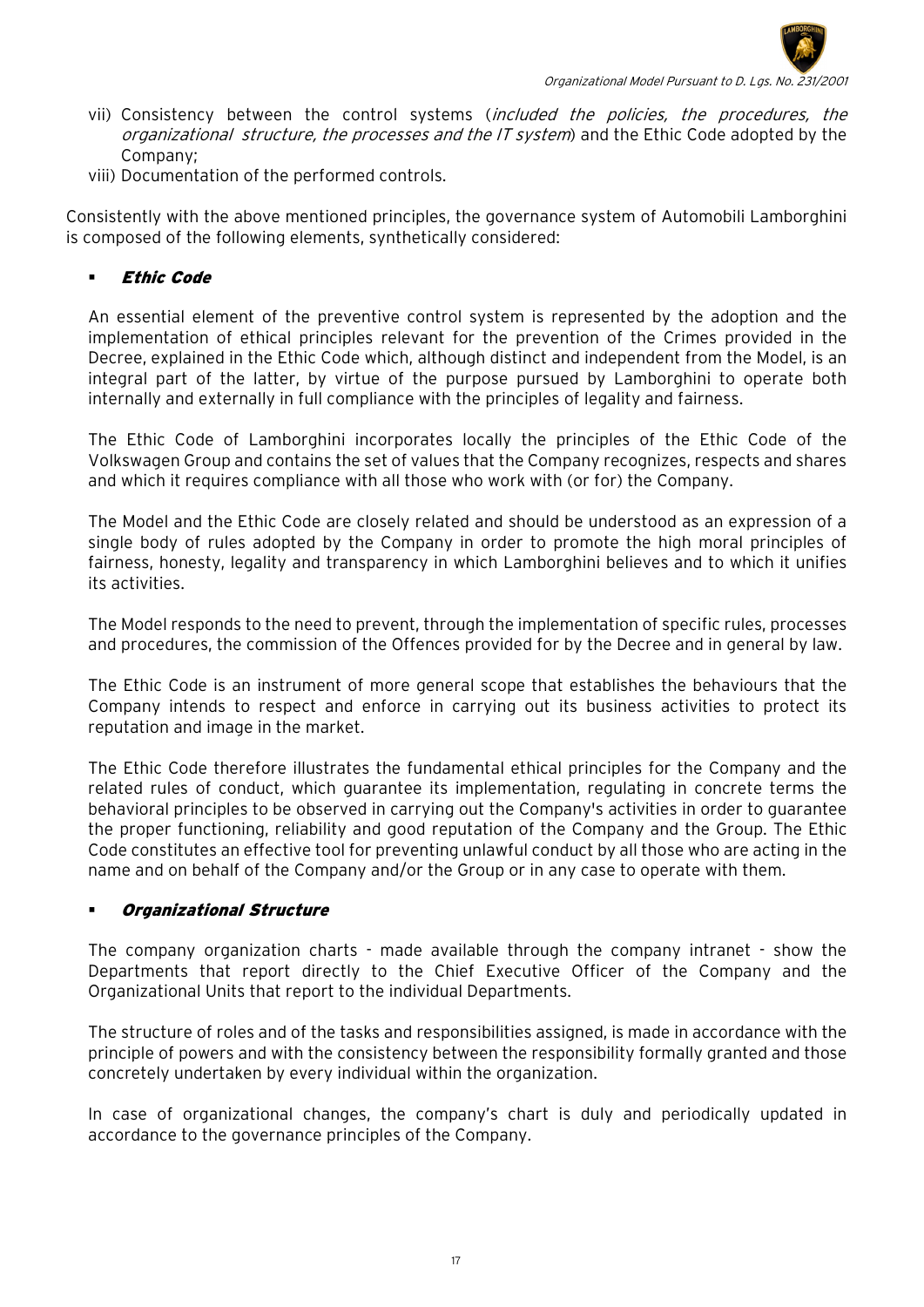vii) Consistency between the control systems (*included the policies, the procedures, the organizational structure, the processes and the IT system*) and the Ethic Code adopted by the Company;

viii) Documentation of the performed controls.

Consistently with the above mentioned principles, the governance system of Automobili Lamborghini is composed of the following elements, synthetically considered:

- ***Ethic Code***

  An essential element of the preventive control system is represented by the adoption and the implementation of ethical principles relevant for the prevention of the Crimes provided in the Decree, explained in the Ethic Code which, although distinct and independent from the Model, is an integral part of the latter, by virtue of the purpose pursued by Lamborghini to operate both internally and externally in full compliance with the principles of legality and fairness.

  The Ethic Code of Lamborghini incorporates locally the principles of the Ethic Code of the Volkswagen Group and contains the set of values that the Company recognizes, respects and shares and which it requires compliance with all those who work with (or for) the Company.

  The Model and the Ethic Code are closely related and should be understood as an expression of a single body of rules adopted by the Company in order to promote the high moral principles of fairness, honesty, legality and transparency in which Lamborghini believes and to which it unifies its activities.

  The Model responds to the need to prevent, through the implementation of specific rules, processes and procedures, the commission of the Offences provided for by the Decree and in general by law.

  The Ethic Code is an instrument of more general scope that establishes the behaviours that the Company intends to respect and enforce in carrying out its business activities to protect its reputation and image in the market.

  The Ethic Code therefore illustrates the fundamental ethical principles for the Company and the related rules of conduct, which guarantee its implementation, regulating in concrete terms the behavioral principles to be observed in carrying out the Company's activities in order to guarantee the proper functioning, reliability and good reputation of the Company and the Group. The Ethic Code constitutes an effective tool for preventing unlawful conduct by all those who are acting in the name and on behalf of the Company and/or the Group or in any case to operate with them.

- ***Organizational Structure***

  The company organization charts - made available through the company intranet - show the Departments that report directly to the Chief Executive Officer of the Company and the Organizational Units that report to the individual Departments.

  The structure of roles and of the tasks and responsibilities assigned, is made in accordance with the principle of powers and with the consistency between the responsibility formally granted and those concretely undertaken by every individual within the organization.

  In case of organizational changes, the company's chart is duly and periodically updated in accordance to the governance principles of the Company.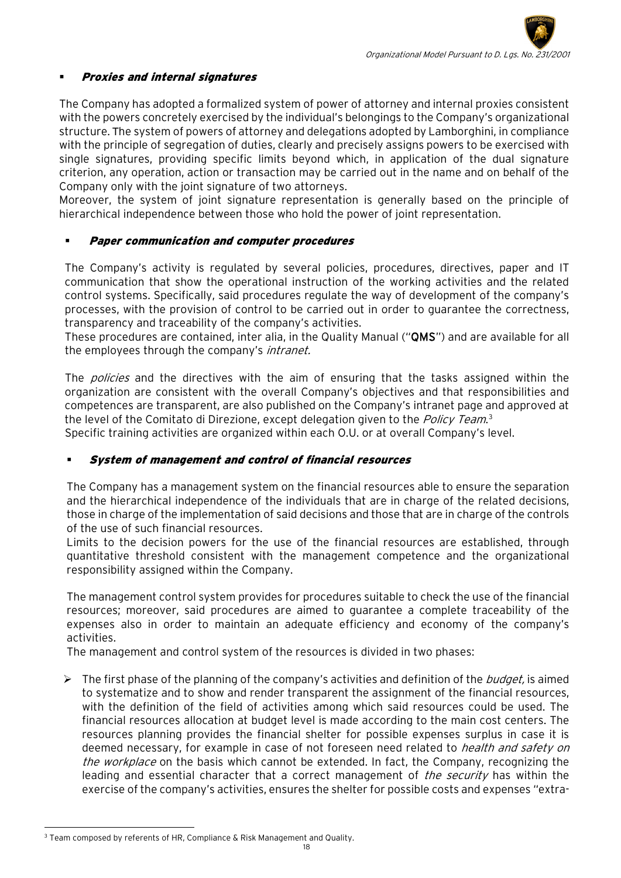- ***Proxies and internal signatures***

The Company has adopted a formalized system of power of attorney and internal proxies consistent with the powers concretely exercised by the individual's belongings to the Company's organizational structure. The system of powers of attorney and delegations adopted by Lamborghini, in compliance with the principle of segregation of duties, clearly and precisely assigns powers to be exercised with single signatures, providing specific limits beyond which, in application of the dual signature criterion, any operation, action or transaction may be carried out in the name and on behalf of the Company only with the joint signature of two attorneys.
Moreover, the system of joint signature representation is generally based on the principle of hierarchical independence between those who hold the power of joint representation.

- ***Paper communication and computer procedures***

The Company's activity is regulated by several policies, procedures, directives, paper and IT communication that show the operational instruction of the working activities and the related control systems. Specifically, said procedures regulate the way of development of the company's processes, with the provision of control to be carried out in order to guarantee the correctness, transparency and traceability of the company's activities.
These procedures are contained, inter alia, in the Quality Manual ("**QMS**") and are available for all the employees through the company's *intranet.*

The *policies* and the directives with the aim of ensuring that the tasks assigned within the organization are consistent with the overall Company's objectives and that responsibilities and competences are transparent, are also published on the Company's intranet page and approved at the level of the Comitato di Direzione, except delegation given to the *Policy Team*.[3]
Specific training activities are organized within each O.U. or at overall Company's level.

- ***System of management and control of financial resources***

The Company has a management system on the financial resources able to ensure the separation and the hierarchical independence of the individuals that are in charge of the related decisions, those in charge of the implementation of said decisions and those that are in charge of the controls of the use of such financial resources.
Limits to the decision powers for the use of the financial resources are established, through quantitative threshold consistent with the management competence and the organizational responsibility assigned within the Company.

The management control system provides for procedures suitable to check the use of the financial resources; moreover, said procedures are aimed to guarantee a complete traceability of the expenses also in order to maintain an adequate efficiency and economy of the company's activities.
The management and control system of the resources is divided in two phases:

- The first phase of the planning of the company's activities and definition of the *budget,* is aimed to systematize and to show and render transparent the assignment of the financial resources, with the definition of the field of activities among which said resources could be used. The financial resources allocation at budget level is made according to the main cost centers. The resources planning provides the financial shelter for possible expenses surplus in case it is deemed necessary, for example in case of not foreseen need related to *health and safety on the workplace* on the basis which cannot be extended. In fact, the Company, recognizing the leading and essential character that a correct management of *the security* has within the exercise of the company's activities, ensures the shelter for possible costs and expenses "extra-

[3] Team composed by referents of HR, Compliance & Risk Management and Quality.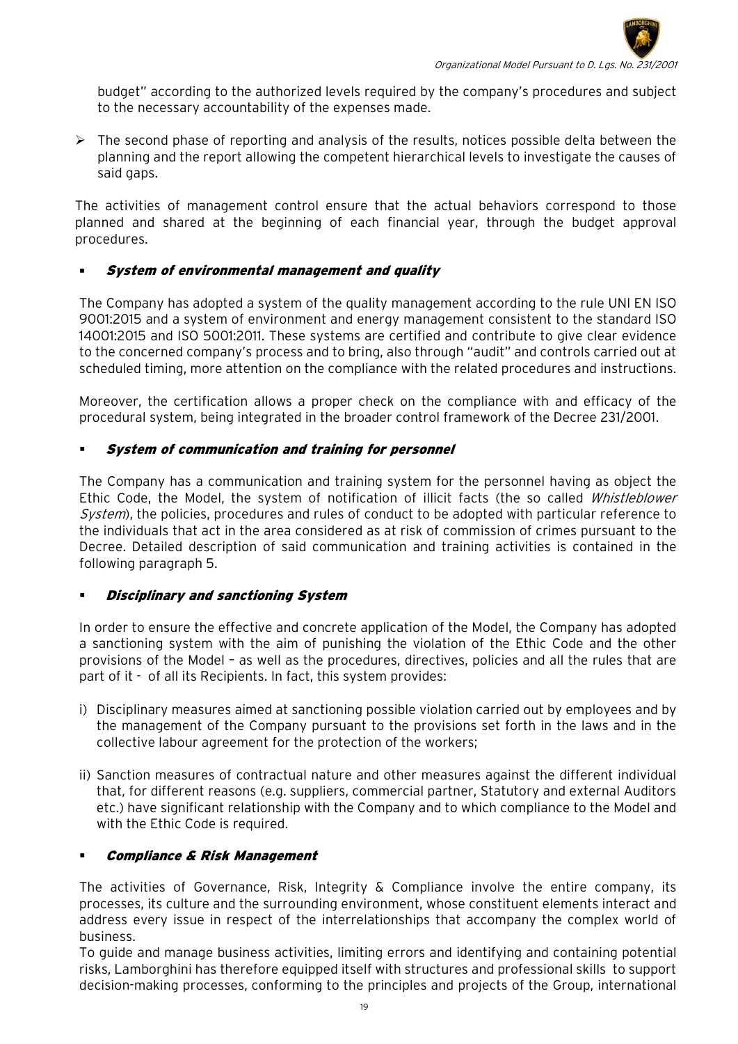budget" according to the authorized levels required by the company's procedures and subject to the necessary accountability of the expenses made.

- The second phase of reporting and analysis of the results, notices possible delta between the planning and the report allowing the competent hierarchical levels to investigate the causes of said gaps.

The activities of management control ensure that the actual behaviors correspond to those planned and shared at the beginning of each financial year, through the budget approval procedures.

- ***System of environmental management and quality***

The Company has adopted a system of the quality management according to the rule UNI EN ISO 9001:2015 and a system of environment and energy management consistent to the standard ISO 14001:2015 and ISO 5001:2011. These systems are certified and contribute to give clear evidence to the concerned company's process and to bring, also through "audit" and controls carried out at scheduled timing, more attention on the compliance with the related procedures and instructions.

Moreover, the certification allows a proper check on the compliance with and efficacy of the procedural system, being integrated in the broader control framework of the Decree 231/2001.

- ***System of communication and training for personnel***

The Company has a communication and training system for the personnel having as object the Ethic Code, the Model, the system of notification of illicit facts (the so called *Whistleblower System*), the policies, procedures and rules of conduct to be adopted with particular reference to the individuals that act in the area considered as at risk of commission of crimes pursuant to the Decree. Detailed description of said communication and training activities is contained in the following paragraph 5.

- ***Disciplinary and sanctioning System***

In order to ensure the effective and concrete application of the Model, the Company has adopted a sanctioning system with the aim of punishing the violation of the Ethic Code and the other provisions of the Model – as well as the procedures, directives, policies and all the rules that are part of it - of all its Recipients. In fact, this system provides:

i) Disciplinary measures aimed at sanctioning possible violation carried out by employees and by the management of the Company pursuant to the provisions set forth in the laws and in the collective labour agreement for the protection of the workers;

ii) Sanction measures of contractual nature and other measures against the different individual that, for different reasons (e.g. suppliers, commercial partner, Statutory and external Auditors etc.) have significant relationship with the Company and to which compliance to the Model and with the Ethic Code is required.

- ***Compliance & Risk Management***

The activities of Governance, Risk, Integrity & Compliance involve the entire company, its processes, its culture and the surrounding environment, whose constituent elements interact and address every issue in respect of the interrelationships that accompany the complex world of business.
To guide and manage business activities, limiting errors and identifying and containing potential risks, Lamborghini has therefore equipped itself with structures and professional skills to support decision-making processes, conforming to the principles and projects of the Group, international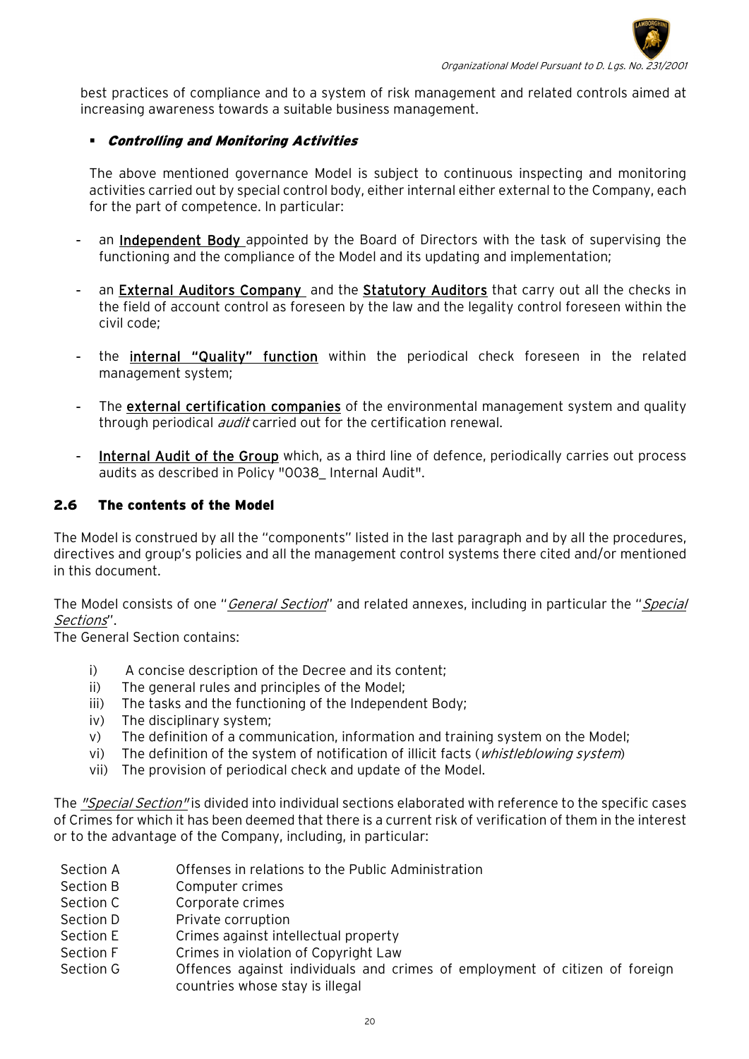best practices of compliance and to a system of risk management and related controls aimed at increasing awareness towards a suitable business management.

- ***Controlling and Monitoring Activities***

The above mentioned governance Model is subject to continuous inspecting and monitoring activities carried out by special control body, either internal either external to the Company, each for the part of competence. In particular:

- an <u>Independent Body</u> appointed by the Board of Directors with the task of supervising the functioning and the compliance of the Model and its updating and implementation;
- an <u>External Auditors Company</u> and the <u>Statutory Auditors</u> that carry out all the checks in the field of account control as foreseen by the law and the legality control foreseen within the civil code;
- the <u>internal "Quality" function</u> within the periodical check foreseen in the related management system;
- The <u>external certification companies</u> of the environmental management system and quality through periodical *audit* carried out for the certification renewal.
- <u>Internal Audit of the Group</u> which, as a third line of defence, periodically carries out process audits as described in Policy "0038_ Internal Audit".

## 2.6 The contents of the Model

The Model is construed by all the "components" listed in the last paragraph and by all the procedures, directives and group's policies and all the management control systems there cited and/or mentioned in this document.

The Model consists of one "*General Section*" and related annexes, including in particular the "*Special Sections*".

The General Section contains:

i) A concise description of the Decree and its content;
ii) The general rules and principles of the Model;
iii) The tasks and the functioning of the Independent Body;
iv) The disciplinary system;
v) The definition of a communication, information and training system on the Model;
vi) The definition of the system of notification of illicit facts (*whistleblowing system*)
vii) The provision of periodical check and update of the Model.

The *"Special Section"* is divided into individual sections elaborated with reference to the specific cases of Crimes for which it has been deemed that there is a current risk of verification of them in the interest or to the advantage of the Company, including, in particular:

| | |
|---|---|
| Section A | Offenses in relations to the Public Administration |
| Section B | Computer crimes |
| Section C | Corporate crimes |
| Section D | Private corruption |
| Section E | Crimes against intellectual property |
| Section F | Crimes in violation of Copyright Law |
| Section G | Offences against individuals and crimes of employment of citizen of foreign countries whose stay is illegal |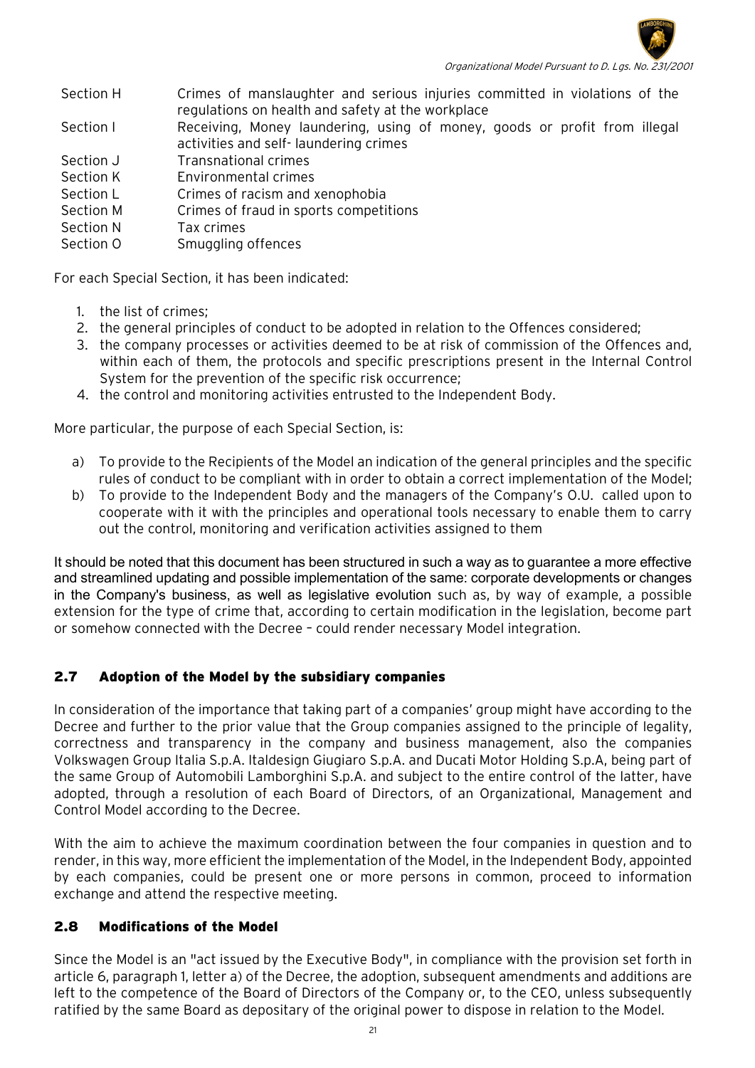| | |
|---|---|
| Section H | Crimes of manslaughter and serious injuries committed in violations of the regulations on health and safety at the workplace |
| Section I | Receiving, Money laundering, using of money, goods or profit from illegal activities and self- laundering crimes |
| Section J | Transnational crimes |
| Section K | Environmental crimes |
| Section L | Crimes of racism and xenophobia |
| Section M | Crimes of fraud in sports competitions |
| Section N | Tax crimes |
| Section O | Smuggling offences |

For each Special Section, it has been indicated:

1. the list of crimes;
2. the general principles of conduct to be adopted in relation to the Offences considered;
3. the company processes or activities deemed to be at risk of commission of the Offences and, within each of them, the protocols and specific prescriptions present in the Internal Control System for the prevention of the specific risk occurrence;
4. the control and monitoring activities entrusted to the Independent Body.

More particular, the purpose of each Special Section, is:

a) To provide to the Recipients of the Model an indication of the general principles and the specific rules of conduct to be compliant with in order to obtain a correct implementation of the Model;
b) To provide to the Independent Body and the managers of the Company's O.U. called upon to cooperate with it with the principles and operational tools necessary to enable them to carry out the control, monitoring and verification activities assigned to them

It should be noted that this document has been structured in such a way as to guarantee a more effective and streamlined updating and possible implementation of the same: corporate developments or changes in the Company's business, as well as legislative evolution such as, by way of example, a possible extension for the type of crime that, according to certain modification in the legislation, become part or somehow connected with the Decree – could render necessary Model integration.

## 2.7 Adoption of the Model by the subsidiary companies

In consideration of the importance that taking part of a companies' group might have according to the Decree and further to the prior value that the Group companies assigned to the principle of legality, correctness and transparency in the company and business management, also the companies Volkswagen Group Italia S.p.A. Italdesign Giugiaro S.p.A. and Ducati Motor Holding S.p.A, being part of the same Group of Automobili Lamborghini S.p.A. and subject to the entire control of the latter, have adopted, through a resolution of each Board of Directors, of an Organizational, Management and Control Model according to the Decree.

With the aim to achieve the maximum coordination between the four companies in question and to render, in this way, more efficient the implementation of the Model, in the Independent Body, appointed by each companies, could be present one or more persons in common, proceed to information exchange and attend the respective meeting.

## 2.8 Modifications of the Model

Since the Model is an "act issued by the Executive Body", in compliance with the provision set forth in article 6, paragraph 1, letter a) of the Decree, the adoption, subsequent amendments and additions are left to the competence of the Board of Directors of the Company or, to the CEO, unless subsequently ratified by the same Board as depositary of the original power to dispose in relation to the Model.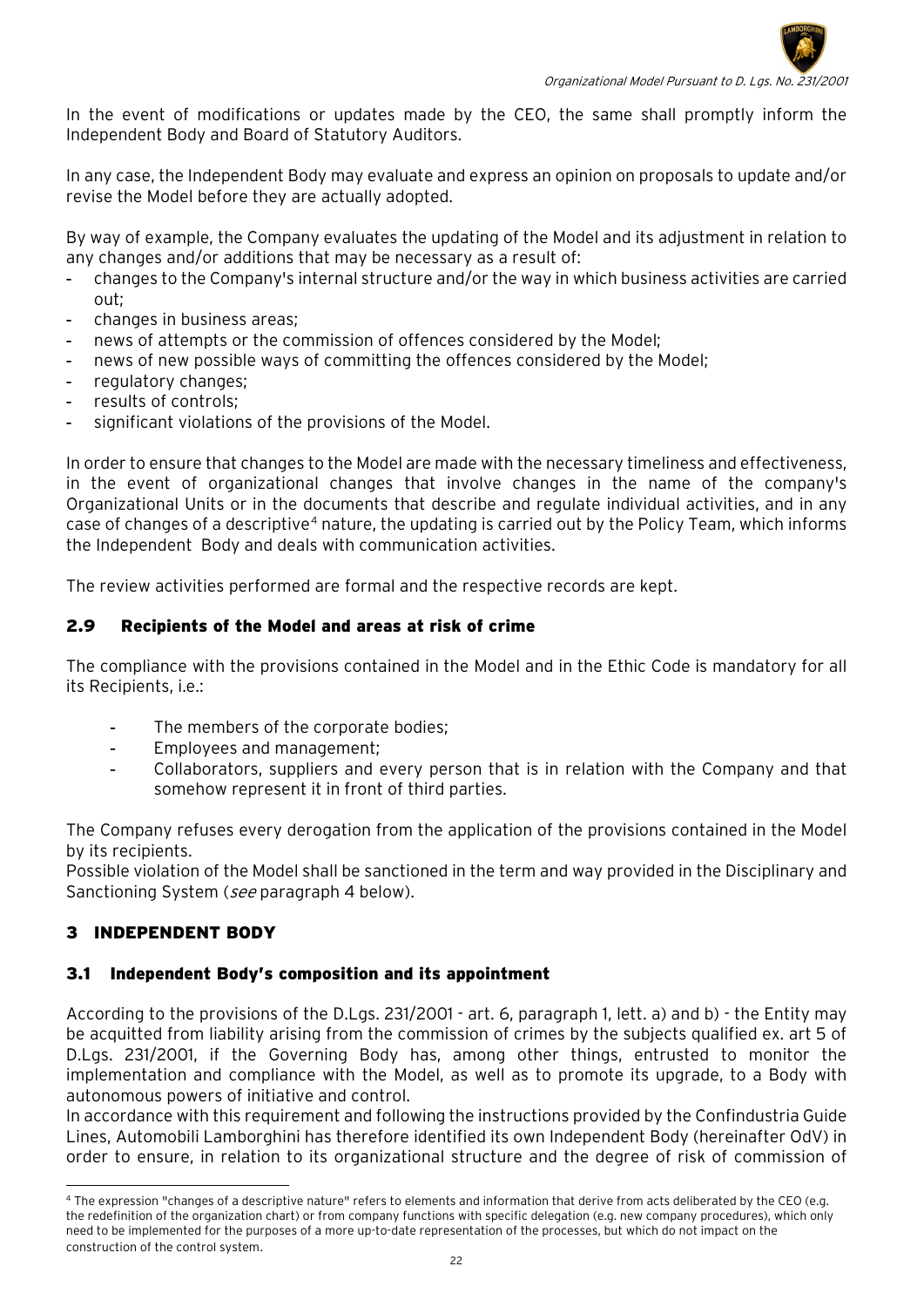In the event of modifications or updates made by the CEO, the same shall promptly inform the Independent Body and Board of Statutory Auditors.

In any case, the Independent Body may evaluate and express an opinion on proposals to update and/or revise the Model before they are actually adopted.

By way of example, the Company evaluates the updating of the Model and its adjustment in relation to any changes and/or additions that may be necessary as a result of:

- changes to the Company's internal structure and/or the way in which business activities are carried out;
- changes in business areas;
- news of attempts or the commission of offences considered by the Model;
- news of new possible ways of committing the offences considered by the Model;
- regulatory changes;
- results of controls;
- significant violations of the provisions of the Model.

In order to ensure that changes to the Model are made with the necessary timeliness and effectiveness, in the event of organizational changes that involve changes in the name of the company's Organizational Units or in the documents that describe and regulate individual activities, and in any case of changes of a descriptive[4] nature, the updating is carried out by the Policy Team, which informs the Independent Body and deals with communication activities.

The review activities performed are formal and the respective records are kept.

## 2.9 Recipients of the Model and areas at risk of crime

The compliance with the provisions contained in the Model and in the Ethic Code is mandatory for all its Recipients, i.e.:

- The members of the corporate bodies;
- Employees and management;
- Collaborators, suppliers and every person that is in relation with the Company and that somehow represent it in front of third parties.

The Company refuses every derogation from the application of the provisions contained in the Model by its recipients.
Possible violation of the Model shall be sanctioned in the term and way provided in the Disciplinary and Sanctioning System (*see* paragraph 4 below).

# 3 INDEPENDENT BODY

## 3.1 Independent Body's composition and its appointment

According to the provisions of the D.Lgs. 231/2001 - art. 6, paragraph 1, lett. a) and b) - the Entity may be acquitted from liability arising from the commission of crimes by the subjects qualified ex. art 5 of D.Lgs. 231/2001, if the Governing Body has, among other things, entrusted to monitor the implementation and compliance with the Model, as well as to promote its upgrade, to a Body with autonomous powers of initiative and control.
In accordance with this requirement and following the instructions provided by the Confindustria Guide Lines, Automobili Lamborghini has therefore identified its own Independent Body (hereinafter OdV) in order to ensure, in relation to its organizational structure and the degree of risk of commission of

---

[4] The expression "changes of a descriptive nature" refers to elements and information that derive from acts deliberated by the CEO (e.g. the redefinition of the organization chart) or from company functions with specific delegation (e.g. new company procedures), which only need to be implemented for the purposes of a more up-to-date representation of the processes, but which do not impact on the construction of the control system.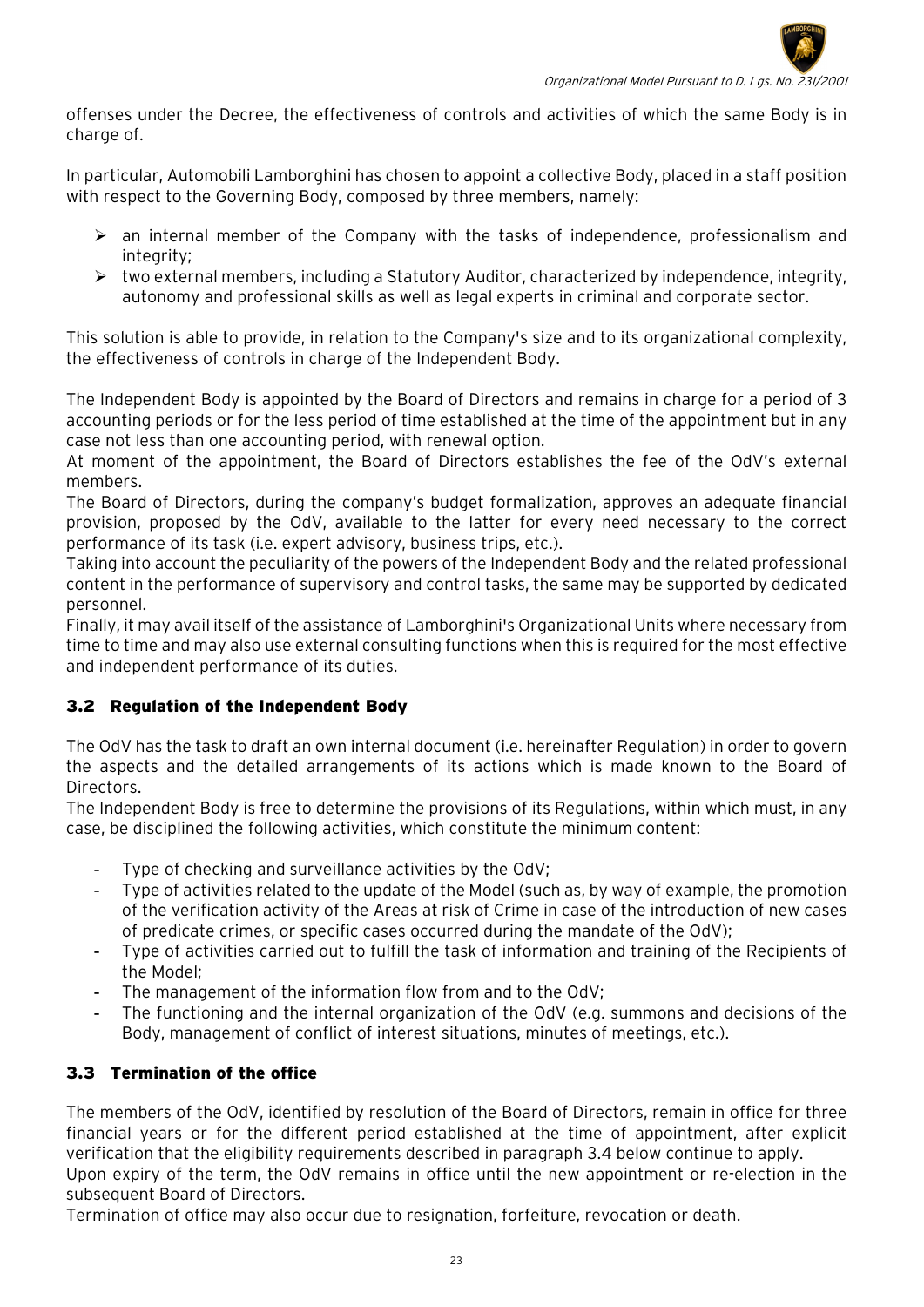offenses under the Decree, the effectiveness of controls and activities of which the same Body is in charge of.

In particular, Automobili Lamborghini has chosen to appoint a collective Body, placed in a staff position with respect to the Governing Body, composed by three members, namely:

- an internal member of the Company with the tasks of independence, professionalism and integrity;
- two external members, including a Statutory Auditor, characterized by independence, integrity, autonomy and professional skills as well as legal experts in criminal and corporate sector.

This solution is able to provide, in relation to the Company's size and to its organizational complexity, the effectiveness of controls in charge of the Independent Body.

The Independent Body is appointed by the Board of Directors and remains in charge for a period of 3 accounting periods or for the less period of time established at the time of the appointment but in any case not less than one accounting period, with renewal option.
At moment of the appointment, the Board of Directors establishes the fee of the OdV's external members.
The Board of Directors, during the company's budget formalization, approves an adequate financial provision, proposed by the OdV, available to the latter for every need necessary to the correct performance of its task (i.e. expert advisory, business trips, etc.).
Taking into account the peculiarity of the powers of the Independent Body and the related professional content in the performance of supervisory and control tasks, the same may be supported by dedicated personnel.
Finally, it may avail itself of the assistance of Lamborghini's Organizational Units where necessary from time to time and may also use external consulting functions when this is required for the most effective and independent performance of its duties.

### 3.2 Regulation of the Independent Body

The OdV has the task to draft an own internal document (i.e. hereinafter Regulation) in order to govern the aspects and the detailed arrangements of its actions which is made known to the Board of Directors.
The Independent Body is free to determine the provisions of its Regulations, within which must, in any case, be disciplined the following activities, which constitute the minimum content:

- Type of checking and surveillance activities by the OdV;
- Type of activities related to the update of the Model (such as, by way of example, the promotion of the verification activity of the Areas at risk of Crime in case of the introduction of new cases of predicate crimes, or specific cases occurred during the mandate of the OdV);
- Type of activities carried out to fulfill the task of information and training of the Recipients of the Model;
- The management of the information flow from and to the OdV;
- The functioning and the internal organization of the OdV (e.g. summons and decisions of the Body, management of conflict of interest situations, minutes of meetings, etc.).

### 3.3 Termination of the office

The members of the OdV, identified by resolution of the Board of Directors, remain in office for three financial years or for the different period established at the time of appointment, after explicit verification that the eligibility requirements described in paragraph 3.4 below continue to apply.
Upon expiry of the term, the OdV remains in office until the new appointment or re-election in the subsequent Board of Directors.
Termination of office may also occur due to resignation, forfeiture, revocation or death.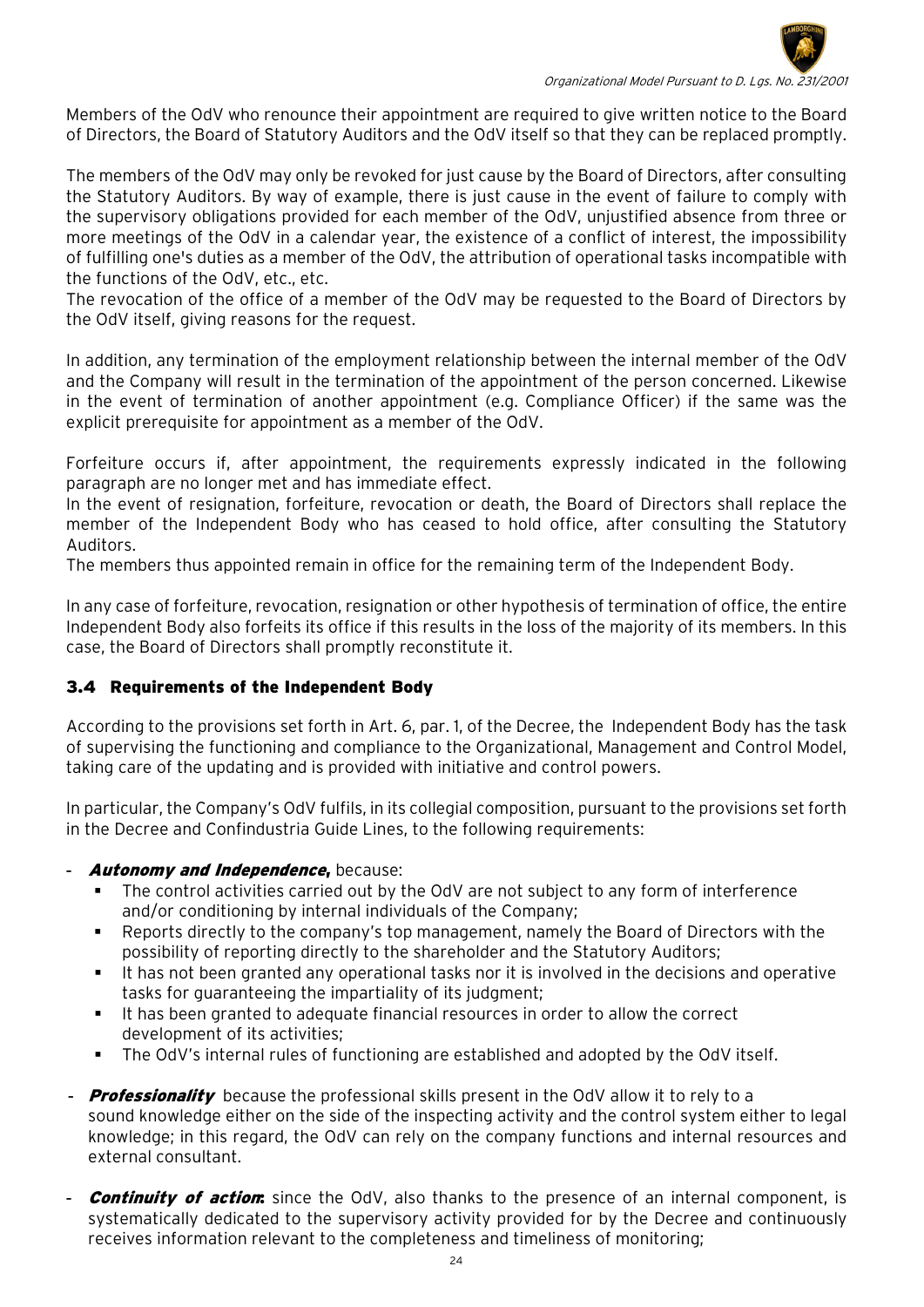Members of the OdV who renounce their appointment are required to give written notice to the Board of Directors, the Board of Statutory Auditors and the OdV itself so that they can be replaced promptly.

The members of the OdV may only be revoked for just cause by the Board of Directors, after consulting the Statutory Auditors. By way of example, there is just cause in the event of failure to comply with the supervisory obligations provided for each member of the OdV, unjustified absence from three or more meetings of the OdV in a calendar year, the existence of a conflict of interest, the impossibility of fulfilling one's duties as a member of the OdV, the attribution of operational tasks incompatible with the functions of the OdV, etc., etc.
The revocation of the office of a member of the OdV may be requested to the Board of Directors by the OdV itself, giving reasons for the request.

In addition, any termination of the employment relationship between the internal member of the OdV and the Company will result in the termination of the appointment of the person concerned. Likewise in the event of termination of another appointment (e.g. Compliance Officer) if the same was the explicit prerequisite for appointment as a member of the OdV.

Forfeiture occurs if, after appointment, the requirements expressly indicated in the following paragraph are no longer met and has immediate effect.
In the event of resignation, forfeiture, revocation or death, the Board of Directors shall replace the member of the Independent Body who has ceased to hold office, after consulting the Statutory Auditors.
The members thus appointed remain in office for the remaining term of the Independent Body.

In any case of forfeiture, revocation, resignation or other hypothesis of termination of office, the entire Independent Body also forfeits its office if this results in the loss of the majority of its members. In this case, the Board of Directors shall promptly reconstitute it.

### 3.4 Requirements of the Independent Body

According to the provisions set forth in Art. 6, par. 1, of the Decree, the Independent Body has the task of supervising the functioning and compliance to the Organizational, Management and Control Model, taking care of the updating and is provided with initiative and control powers.

In particular, the Company's OdV fulfils, in its collegial composition, pursuant to the provisions set forth in the Decree and Confindustria Guide Lines, to the following requirements:

- ***Autonomy and Independence***, because:
  - The control activities carried out by the OdV are not subject to any form of interference and/or conditioning by internal individuals of the Company;
  - Reports directly to the company's top management, namely the Board of Directors with the possibility of reporting directly to the shareholder and the Statutory Auditors;
  - It has not been granted any operational tasks nor it is involved in the decisions and operative tasks for guaranteeing the impartiality of its judgment;
  - It has been granted to adequate financial resources in order to allow the correct development of its activities;
  - The OdV's internal rules of functioning are established and adopted by the OdV itself.

- ***Professionality*** because the professional skills present in the OdV allow it to rely to a sound knowledge either on the side of the inspecting activity and the control system either to legal knowledge; in this regard, the OdV can rely on the company functions and internal resources and external consultant.

- ***Continuity of action***: since the OdV, also thanks to the presence of an internal component, is systematically dedicated to the supervisory activity provided for by the Decree and continuously receives information relevant to the completeness and timeliness of monitoring;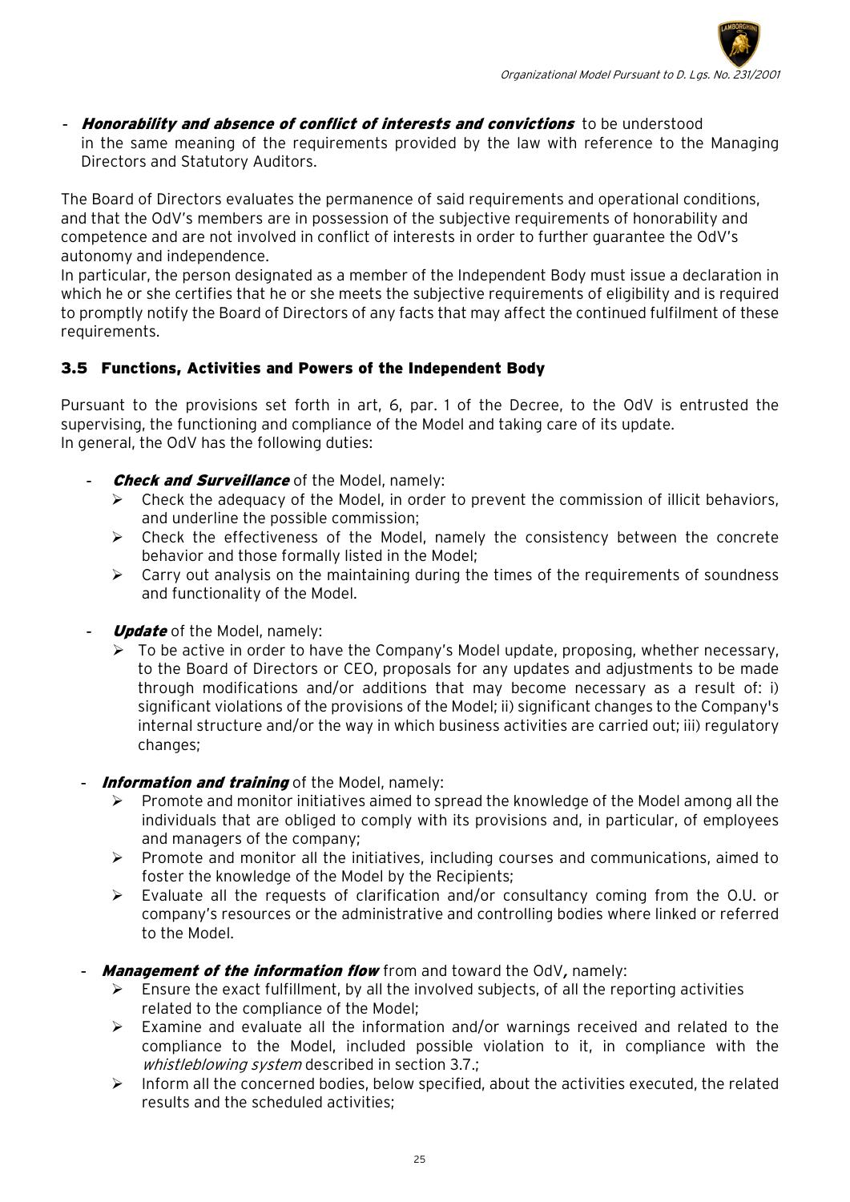- ***Honorability and absence of conflict of interests and convictions*** to be understood in the same meaning of the requirements provided by the law with reference to the Managing Directors and Statutory Auditors.

The Board of Directors evaluates the permanence of said requirements and operational conditions, and that the OdV's members are in possession of the subjective requirements of honorability and competence and are not involved in conflict of interests in order to further guarantee the OdV's autonomy and independence.
In particular, the person designated as a member of the Independent Body must issue a declaration in which he or she certifies that he or she meets the subjective requirements of eligibility and is required to promptly notify the Board of Directors of any facts that may affect the continued fulfilment of these requirements.

### 3.5 Functions, Activities and Powers of the Independent Body

Pursuant to the provisions set forth in art, 6, par. 1 of the Decree, to the OdV is entrusted the supervising, the functioning and compliance of the Model and taking care of its update.
In general, the OdV has the following duties:

- ***Check and Surveillance*** of the Model, namely:
  - Check the adequacy of the Model, in order to prevent the commission of illicit behaviors, and underline the possible commission;
  - Check the effectiveness of the Model, namely the consistency between the concrete behavior and those formally listed in the Model;
  - Carry out analysis on the maintaining during the times of the requirements of soundness and functionality of the Model.
- ***Update*** of the Model, namely:
  - To be active in order to have the Company's Model update, proposing, whether necessary, to the Board of Directors or CEO, proposals for any updates and adjustments to be made through modifications and/or additions that may become necessary as a result of: i) significant violations of the provisions of the Model; ii) significant changes to the Company's internal structure and/or the way in which business activities are carried out; iii) regulatory changes;
- ***Information and training*** of the Model, namely:
  - Promote and monitor initiatives aimed to spread the knowledge of the Model among all the individuals that are obliged to comply with its provisions and, in particular, of employees and managers of the company;
  - Promote and monitor all the initiatives, including courses and communications, aimed to foster the knowledge of the Model by the Recipients;
  - Evaluate all the requests of clarification and/or consultancy coming from the O.U. or company's resources or the administrative and controlling bodies where linked or referred to the Model.
- ***Management of the information flow*** from and toward the OdV***,*** namely:
  - Ensure the exact fulfillment, by all the involved subjects, of all the reporting activities related to the compliance of the Model;
  - Examine and evaluate all the information and/or warnings received and related to the compliance to the Model, included possible violation to it, in compliance with the *whistleblowing system* described in section 3.7.;
  - Inform all the concerned bodies, below specified, about the activities executed, the related results and the scheduled activities;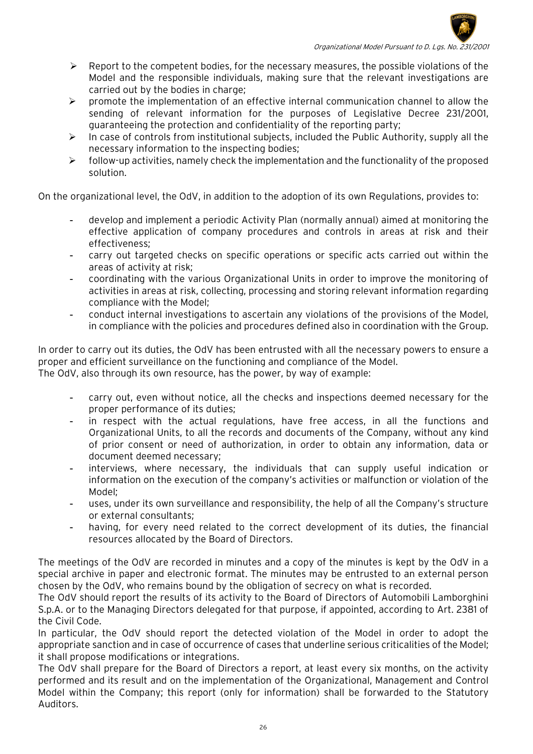- Report to the competent bodies, for the necessary measures, the possible violations of the Model and the responsible individuals, making sure that the relevant investigations are carried out by the bodies in charge;
- promote the implementation of an effective internal communication channel to allow the sending of relevant information for the purposes of Legislative Decree 231/2001, guaranteeing the protection and confidentiality of the reporting party;
- In case of controls from institutional subjects, included the Public Authority, supply all the necessary information to the inspecting bodies;
- follow-up activities, namely check the implementation and the functionality of the proposed solution.

On the organizational level, the OdV, in addition to the adoption of its own Regulations, provides to:

- develop and implement a periodic Activity Plan (normally annual) aimed at monitoring the effective application of company procedures and controls in areas at risk and their effectiveness;
- carry out targeted checks on specific operations or specific acts carried out within the areas of activity at risk;
- coordinating with the various Organizational Units in order to improve the monitoring of activities in areas at risk, collecting, processing and storing relevant information regarding compliance with the Model;
- conduct internal investigations to ascertain any violations of the provisions of the Model, in compliance with the policies and procedures defined also in coordination with the Group.

In order to carry out its duties, the OdV has been entrusted with all the necessary powers to ensure a proper and efficient surveillance on the functioning and compliance of the Model.
The OdV, also through its own resource, has the power, by way of example:

- carry out, even without notice, all the checks and inspections deemed necessary for the proper performance of its duties;
- in respect with the actual regulations, have free access, in all the functions and Organizational Units, to all the records and documents of the Company, without any kind of prior consent or need of authorization, in order to obtain any information, data or document deemed necessary;
- interviews, where necessary, the individuals that can supply useful indication or information on the execution of the company's activities or malfunction or violation of the Model;
- uses, under its own surveillance and responsibility, the help of all the Company's structure or external consultants;
- having, for every need related to the correct development of its duties, the financial resources allocated by the Board of Directors.

The meetings of the OdV are recorded in minutes and a copy of the minutes is kept by the OdV in a special archive in paper and electronic format. The minutes may be entrusted to an external person chosen by the OdV, who remains bound by the obligation of secrecy on what is recorded.
The OdV should report the results of its activity to the Board of Directors of Automobili Lamborghini S.p.A. or to the Managing Directors delegated for that purpose, if appointed, according to Art. 2381 of the Civil Code.
In particular, the OdV should report the detected violation of the Model in order to adopt the appropriate sanction and in case of occurrence of cases that underline serious criticalities of the Model; it shall propose modifications or integrations.
The OdV shall prepare for the Board of Directors a report, at least every six months, on the activity performed and its result and on the implementation of the Organizational, Management and Control Model within the Company; this report (only for information) shall be forwarded to the Statutory Auditors.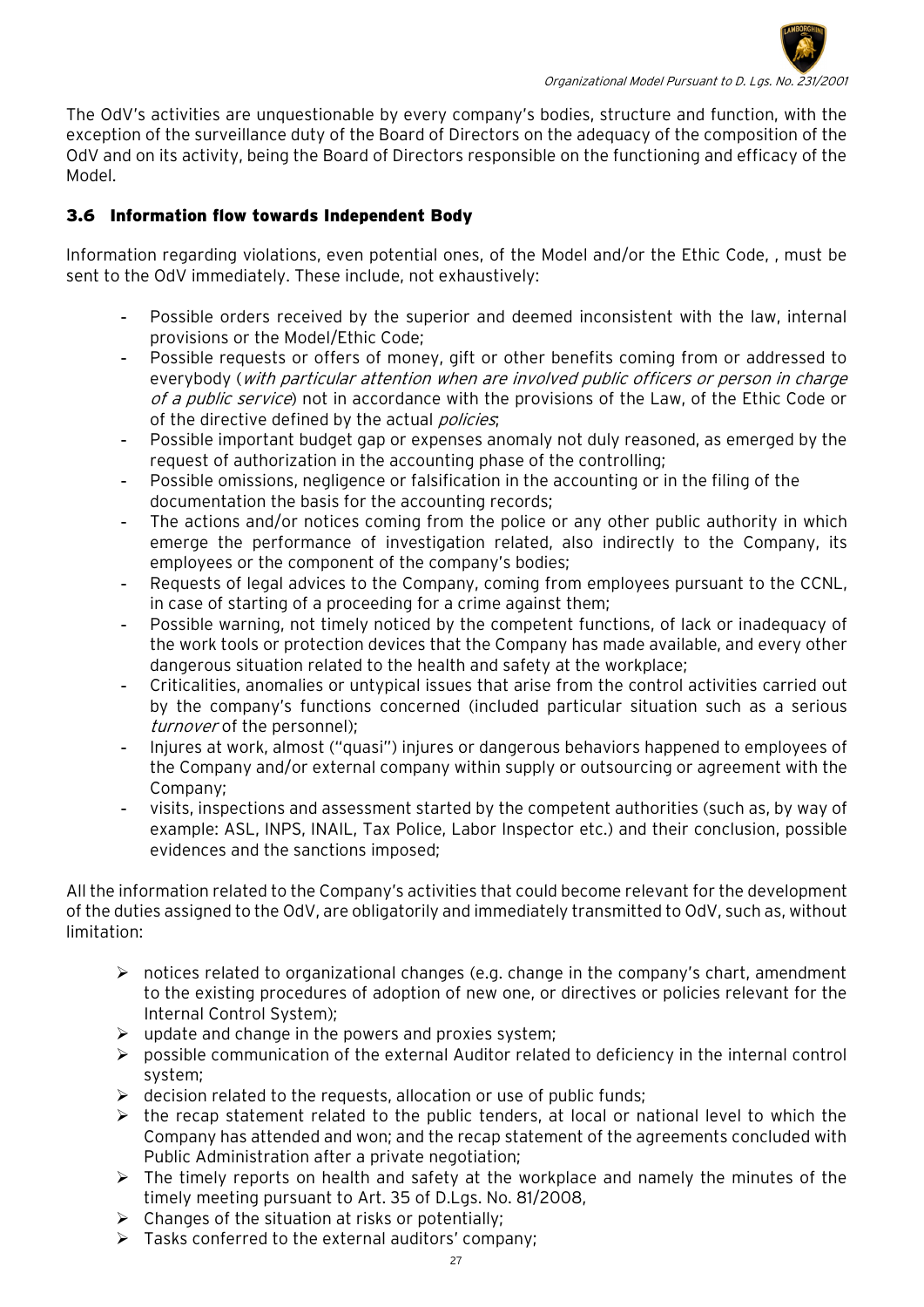The OdV's activities are unquestionable by every company's bodies, structure and function, with the exception of the surveillance duty of the Board of Directors on the adequacy of the composition of the OdV and on its activity, being the Board of Directors responsible on the functioning and efficacy of the Model.

## 3.6 Information flow towards Independent Body

Information regarding violations, even potential ones, of the Model and/or the Ethic Code, , must be sent to the OdV immediately. These include, not exhaustively:

- Possible orders received by the superior and deemed inconsistent with the law, internal provisions or the Model/Ethic Code;
- Possible requests or offers of money, gift or other benefits coming from or addressed to everybody (*with particular attention when are involved public officers or person in charge of a public service*) not in accordance with the provisions of the Law, of the Ethic Code or of the directive defined by the actual *policies*;
- Possible important budget gap or expenses anomaly not duly reasoned, as emerged by the request of authorization in the accounting phase of the controlling;
- Possible omissions, negligence or falsification in the accounting or in the filing of the documentation the basis for the accounting records;
- The actions and/or notices coming from the police or any other public authority in which emerge the performance of investigation related, also indirectly to the Company, its employees or the component of the company's bodies;
- Requests of legal advices to the Company, coming from employees pursuant to the CCNL, in case of starting of a proceeding for a crime against them;
- Possible warning, not timely noticed by the competent functions, of lack or inadequacy of the work tools or protection devices that the Company has made available, and every other dangerous situation related to the health and safety at the workplace;
- Criticalities, anomalies or untypical issues that arise from the control activities carried out by the company's functions concerned (included particular situation such as a serious *turnover* of the personnel);
- Injures at work, almost ("quasi") injures or dangerous behaviors happened to employees of the Company and/or external company within supply or outsourcing or agreement with the Company;
- visits, inspections and assessment started by the competent authorities (such as, by way of example: ASL, INPS, INAIL, Tax Police, Labor Inspector etc.) and their conclusion, possible evidences and the sanctions imposed;

All the information related to the Company's activities that could become relevant for the development of the duties assigned to the OdV, are obligatorily and immediately transmitted to OdV, such as, without limitation:

- notices related to organizational changes (e.g. change in the company's chart, amendment to the existing procedures of adoption of new one, or directives or policies relevant for the Internal Control System);
- update and change in the powers and proxies system;
- possible communication of the external Auditor related to deficiency in the internal control system;
- decision related to the requests, allocation or use of public funds;
- the recap statement related to the public tenders, at local or national level to which the Company has attended and won; and the recap statement of the agreements concluded with Public Administration after a private negotiation;
- The timely reports on health and safety at the workplace and namely the minutes of the timely meeting pursuant to Art. 35 of D.Lgs. No. 81/2008,
- Changes of the situation at risks or potentially;
- Tasks conferred to the external auditors' company;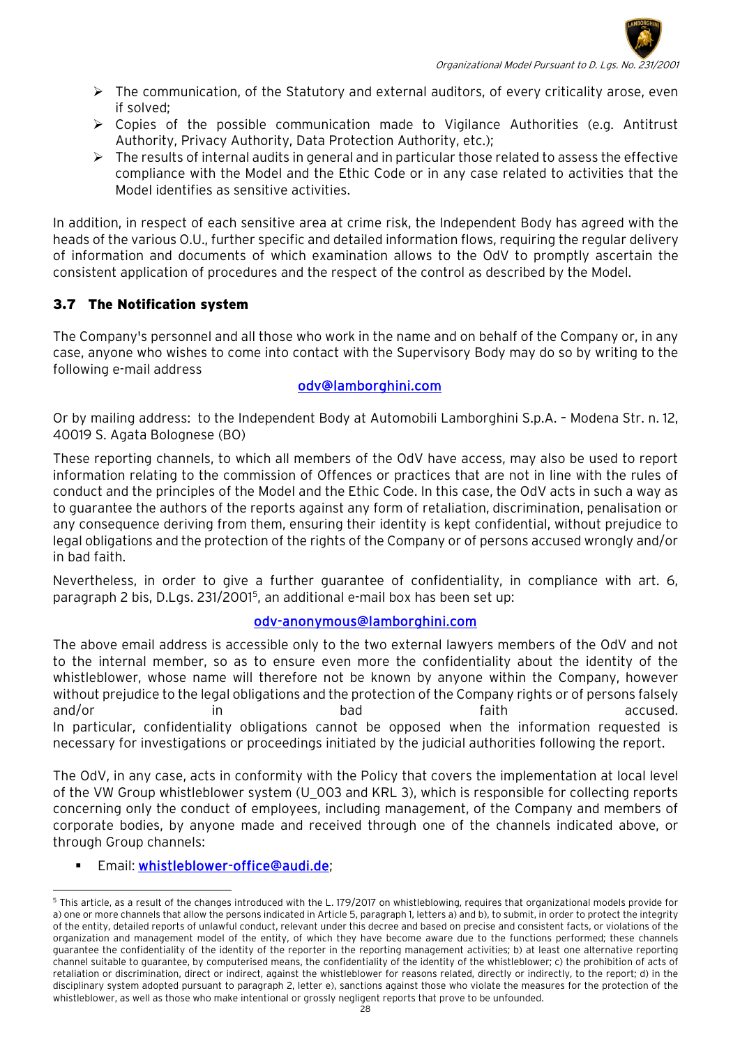- The communication, of the Statutory and external auditors, of every criticality arose, even if solved;
- Copies of the possible communication made to Vigilance Authorities (e.g. Antitrust Authority, Privacy Authority, Data Protection Authority, etc.);
- The results of internal audits in general and in particular those related to assess the effective compliance with the Model and the Ethic Code or in any case related to activities that the Model identifies as sensitive activities.

In addition, in respect of each sensitive area at crime risk, the Independent Body has agreed with the heads of the various O.U., further specific and detailed information flows, requiring the regular delivery of information and documents of which examination allows to the OdV to promptly ascertain the consistent application of procedures and the respect of the control as described by the Model.

## 3.7 The Notification system

The Company's personnel and all those who work in the name and on behalf of the Company or, in any case, anyone who wishes to come into contact with the Supervisory Body may do so by writing to the following e-mail address

odv@lamborghini.com

Or by mailing address: to the Independent Body at Automobili Lamborghini S.p.A. – Modena Str. n. 12, 40019 S. Agata Bolognese (BO)

These reporting channels, to which all members of the OdV have access, may also be used to report information relating to the commission of Offences or practices that are not in line with the rules of conduct and the principles of the Model and the Ethic Code. In this case, the OdV acts in such a way as to guarantee the authors of the reports against any form of retaliation, discrimination, penalisation or any consequence deriving from them, ensuring their identity is kept confidential, without prejudice to legal obligations and the protection of the rights of the Company or of persons accused wrongly and/or in bad faith.

Nevertheless, in order to give a further guarantee of confidentiality, in compliance with art. 6, paragraph 2 bis, D.Lgs. 231/2001[5], an additional e-mail box has been set up:

odv-anonymous@lamborghini.com

The above email address is accessible only to the two external lawyers members of the OdV and not to the internal member, so as to ensure even more the confidentiality about the identity of the whistleblower, whose name will therefore not be known by anyone within the Company, however without prejudice to the legal obligations and the protection of the Company rights or of persons falsely and/or in bad faith accused.
In particular, confidentiality obligations cannot be opposed when the information requested is necessary for investigations or proceedings initiated by the judicial authorities following the report.

The OdV, in any case, acts in conformity with the Policy that covers the implementation at local level of the VW Group whistleblower system (U_003 and KRL 3), which is responsible for collecting reports concerning only the conduct of employees, including management, of the Company and members of corporate bodies, by anyone made and received through one of the channels indicated above, or through Group channels:

- Email: whistleblower-office@audi.de;

---

[5] This article, as a result of the changes introduced with the L. 179/2017 on whistleblowing, requires that organizational models provide for a) one or more channels that allow the persons indicated in Article 5, paragraph 1, letters a) and b), to submit, in order to protect the integrity of the entity, detailed reports of unlawful conduct, relevant under this decree and based on precise and consistent facts, or violations of the organization and management model of the entity, of which they have become aware due to the functions performed; these channels guarantee the confidentiality of the identity of the reporter in the reporting management activities; b) at least one alternative reporting channel suitable to guarantee, by computerised means, the confidentiality of the identity of the whistleblower; c) the prohibition of acts of retaliation or discrimination, direct or indirect, against the whistleblower for reasons related, directly or indirectly, to the report; d) in the disciplinary system adopted pursuant to paragraph 2, letter e), sanctions against those who violate the measures for the protection of the whistleblower, as well as those who make intentional or grossly negligent reports that prove to be unfounded.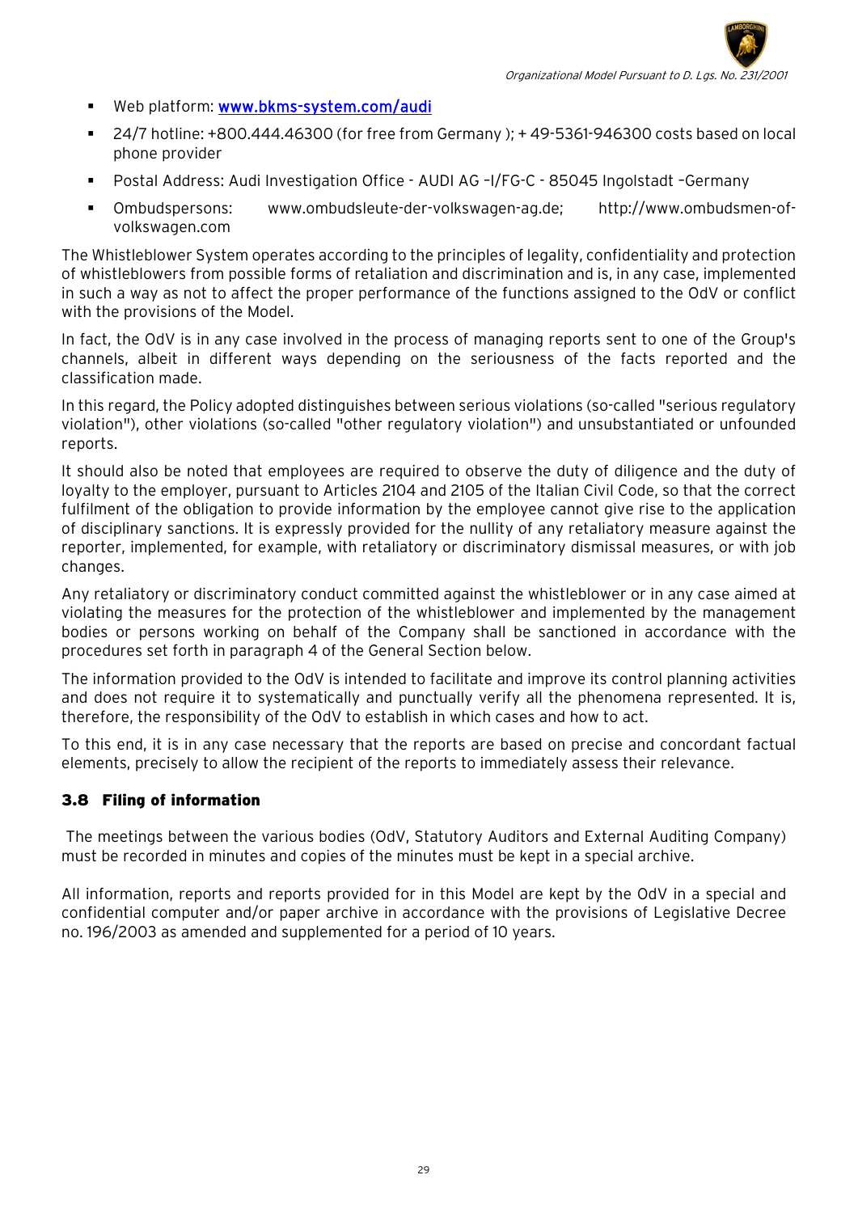- Web platform: **[www.bkms-system.com/audi](www.bkms-system.com/audi)**
- 24/7 hotline: +800.444.46300 (for free from Germany ); + 49-5361-946300 costs based on local phone provider
- Postal Address: Audi Investigation Office - AUDI AG –I/FG-C - 85045 Ingolstadt –Germany
- Ombudspersons: www.ombudsleute-der-volkswagen-ag.de; http://www.ombudsmen-of-volkswagen.com

The Whistleblower System operates according to the principles of legality, confidentiality and protection of whistleblowers from possible forms of retaliation and discrimination and is, in any case, implemented in such a way as not to affect the proper performance of the functions assigned to the OdV or conflict with the provisions of the Model.

In fact, the OdV is in any case involved in the process of managing reports sent to one of the Group's channels, albeit in different ways depending on the seriousness of the facts reported and the classification made.

In this regard, the Policy adopted distinguishes between serious violations (so-called "serious regulatory violation"), other violations (so-called "other regulatory violation") and unsubstantiated or unfounded reports.

It should also be noted that employees are required to observe the duty of diligence and the duty of loyalty to the employer, pursuant to Articles 2104 and 2105 of the Italian Civil Code, so that the correct fulfilment of the obligation to provide information by the employee cannot give rise to the application of disciplinary sanctions. It is expressly provided for the nullity of any retaliatory measure against the reporter, implemented, for example, with retaliatory or discriminatory dismissal measures, or with job changes.

Any retaliatory or discriminatory conduct committed against the whistleblower or in any case aimed at violating the measures for the protection of the whistleblower and implemented by the management bodies or persons working on behalf of the Company shall be sanctioned in accordance with the procedures set forth in paragraph 4 of the General Section below.

The information provided to the OdV is intended to facilitate and improve its control planning activities and does not require it to systematically and punctually verify all the phenomena represented. It is, therefore, the responsibility of the OdV to establish in which cases and how to act.

To this end, it is in any case necessary that the reports are based on precise and concordant factual elements, precisely to allow the recipient of the reports to immediately assess their relevance.

### 3.8 Filing of information

The meetings between the various bodies (OdV, Statutory Auditors and External Auditing Company) must be recorded in minutes and copies of the minutes must be kept in a special archive.

All information, reports and reports provided for in this Model are kept by the OdV in a special and confidential computer and/or paper archive in accordance with the provisions of Legislative Decree no. 196/2003 as amended and supplemented for a period of 10 years.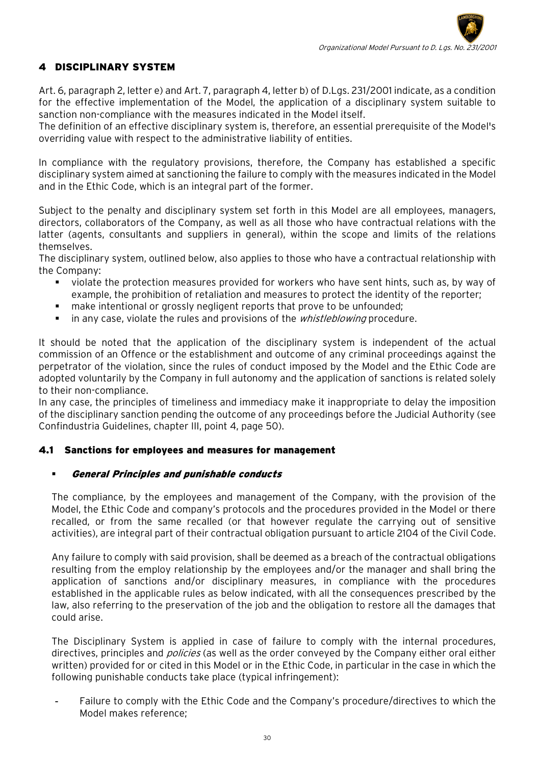# 4 DISCIPLINARY SYSTEM

Art. 6, paragraph 2, letter e) and Art. 7, paragraph 4, letter b) of D.Lgs. 231/2001 indicate, as a condition for the effective implementation of the Model, the application of a disciplinary system suitable to sanction non-compliance with the measures indicated in the Model itself.
The definition of an effective disciplinary system is, therefore, an essential prerequisite of the Model's overriding value with respect to the administrative liability of entities.

In compliance with the regulatory provisions, therefore, the Company has established a specific disciplinary system aimed at sanctioning the failure to comply with the measures indicated in the Model and in the Ethic Code, which is an integral part of the former.

Subject to the penalty and disciplinary system set forth in this Model are all employees, managers, directors, collaborators of the Company, as well as all those who have contractual relations with the latter (agents, consultants and suppliers in general), within the scope and limits of the relations themselves.
The disciplinary system, outlined below, also applies to those who have a contractual relationship with the Company:

- violate the protection measures provided for workers who have sent hints, such as, by way of example, the prohibition of retaliation and measures to protect the identity of the reporter;
- make intentional or grossly negligent reports that prove to be unfounded;
- in any case, violate the rules and provisions of the *whistleblowing* procedure.

It should be noted that the application of the disciplinary system is independent of the actual commission of an Offence or the establishment and outcome of any criminal proceedings against the perpetrator of the violation, since the rules of conduct imposed by the Model and the Ethic Code are adopted voluntarily by the Company in full autonomy and the application of sanctions is related solely to their non-compliance.
In any case, the principles of timeliness and immediacy make it inappropriate to delay the imposition of the disciplinary sanction pending the outcome of any proceedings before the Judicial Authority (see Confindustria Guidelines, chapter III, point 4, page 50).

## 4.1 Sanctions for employees and measures for management

- ***General Principles and punishable conducts***

The compliance, by the employees and management of the Company, with the provision of the Model, the Ethic Code and company's protocols and the procedures provided in the Model or there recalled, or from the same recalled (or that however regulate the carrying out of sensitive activities), are integral part of their contractual obligation pursuant to article 2104 of the Civil Code.

Any failure to comply with said provision, shall be deemed as a breach of the contractual obligations resulting from the employ relationship by the employees and/or the manager and shall bring the application of sanctions and/or disciplinary measures, in compliance with the procedures established in the applicable rules as below indicated, with all the consequences prescribed by the law, also referring to the preservation of the job and the obligation to restore all the damages that could arise.

The Disciplinary System is applied in case of failure to comply with the internal procedures, directives, principles and *policies* (as well as the order conveyed by the Company either oral either written) provided for or cited in this Model or in the Ethic Code, in particular in the case in which the following punishable conducts take place (typical infringement):

- Failure to comply with the Ethic Code and the Company's procedure/directives to which the Model makes reference;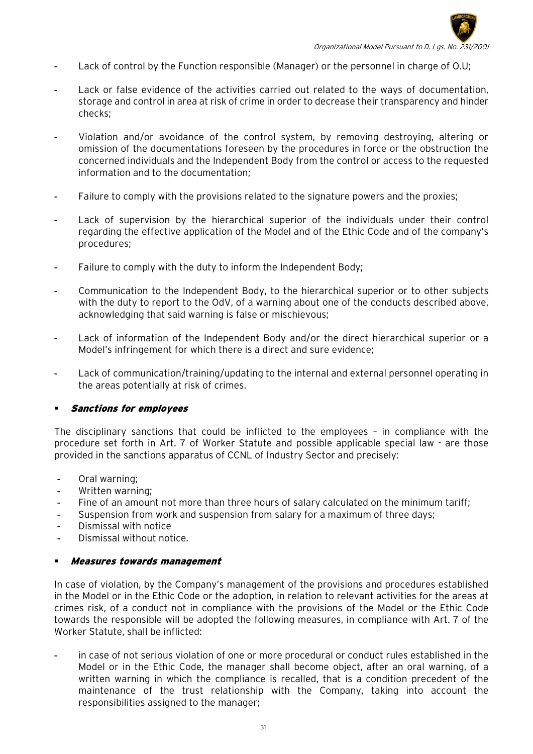- Lack of control by the Function responsible (Manager) or the personnel in charge of O.U;
- Lack or false evidence of the activities carried out related to the ways of documentation, storage and control in area at risk of crime in order to decrease their transparency and hinder checks;
- Violation and/or avoidance of the control system, by removing destroying, altering or omission of the documentations foreseen by the procedures in force or the obstruction the concerned individuals and the Independent Body from the control or access to the requested information and to the documentation;
- Failure to comply with the provisions related to the signature powers and the proxies;
- Lack of supervision by the hierarchical superior of the individuals under their control regarding the effective application of the Model and of the Ethic Code and of the company's procedures;
- Failure to comply with the duty to inform the Independent Body;
- Communication to the Independent Body, to the hierarchical superior or to other subjects with the duty to report to the OdV, of a warning about one of the conducts described above, acknowledging that said warning is false or mischievous;
- Lack of information of the Independent Body and/or the direct hierarchical superior or a Model's infringement for which there is a direct and sure evidence;
- Lack of communication/training/updating to the internal and external personnel operating in the areas potentially at risk of crimes.

- ***Sanctions for employees***

The disciplinary sanctions that could be inflicted to the employees – in compliance with the procedure set forth in Art. 7 of Worker Statute and possible applicable special law - are those provided in the sanctions apparatus of CCNL of Industry Sector and precisely:

- Oral warning;
- Written warning;
- Fine of an amount not more than three hours of salary calculated on the minimum tariff;
- Suspension from work and suspension from salary for a maximum of three days;
- Dismissal with notice
- Dismissal without notice.

- ***Measures towards management***

In case of violation, by the Company's management of the provisions and procedures established in the Model or in the Ethic Code or the adoption, in relation to relevant activities for the areas at crimes risk, of a conduct not in compliance with the provisions of the Model or the Ethic Code towards the responsible will be adopted the following measures, in compliance with Art. 7 of the Worker Statute, shall be inflicted:

- in case of not serious violation of one or more procedural or conduct rules established in the Model or in the Ethic Code, the manager shall become object, after an oral warning, of a written warning in which the compliance is recalled, that is a condition precedent of the maintenance of the trust relationship with the Company, taking into account the responsibilities assigned to the manager;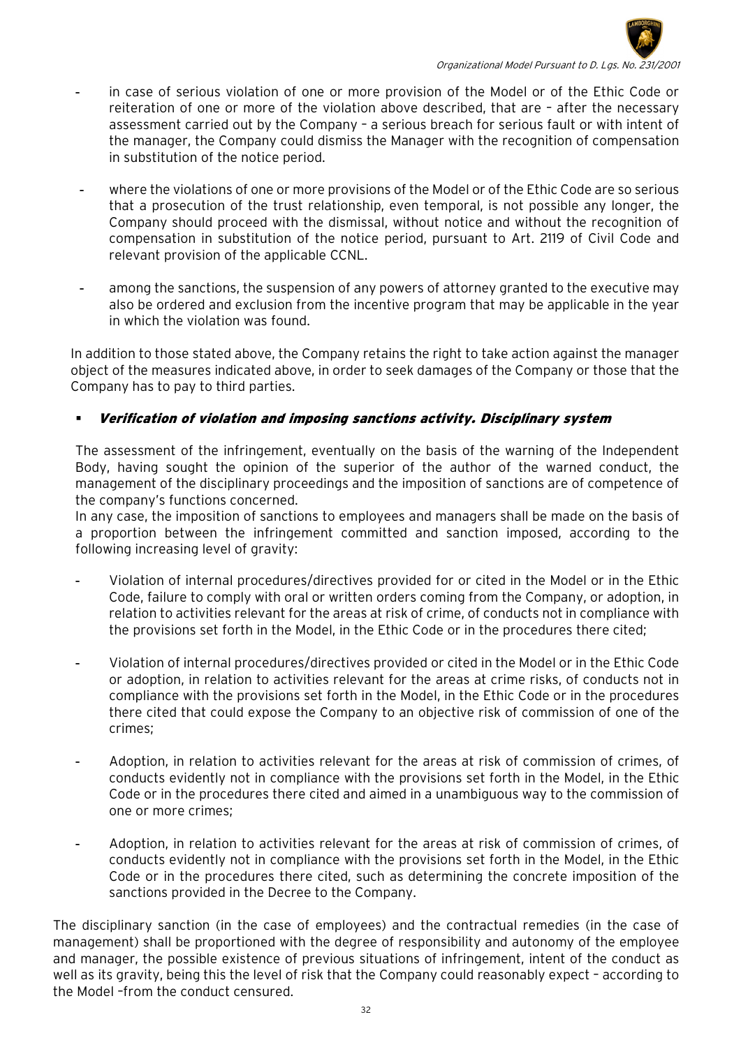- in case of serious violation of one or more provision of the Model or of the Ethic Code or reiteration of one or more of the violation above described, that are – after the necessary assessment carried out by the Company – a serious breach for serious fault or with intent of the manager, the Company could dismiss the Manager with the recognition of compensation in substitution of the notice period.

- where the violations of one or more provisions of the Model or of the Ethic Code are so serious that a prosecution of the trust relationship, even temporal, is not possible any longer, the Company should proceed with the dismissal, without notice and without the recognition of compensation in substitution of the notice period, pursuant to Art. 2119 of Civil Code and relevant provision of the applicable CCNL.

- among the sanctions, the suspension of any powers of attorney granted to the executive may also be ordered and exclusion from the incentive program that may be applicable in the year in which the violation was found.

In addition to those stated above, the Company retains the right to take action against the manager object of the measures indicated above, in order to seek damages of the Company or those that the Company has to pay to third parties.

- ***Verification of violation and imposing sanctions activity. Disciplinary system***

The assessment of the infringement, eventually on the basis of the warning of the Independent Body, having sought the opinion of the superior of the author of the warned conduct, the management of the disciplinary proceedings and the imposition of sanctions are of competence of the company's functions concerned.

In any case, the imposition of sanctions to employees and managers shall be made on the basis of a proportion between the infringement committed and sanction imposed, according to the following increasing level of gravity:

- Violation of internal procedures/directives provided for or cited in the Model or in the Ethic Code, failure to comply with oral or written orders coming from the Company, or adoption, in relation to activities relevant for the areas at risk of crime, of conducts not in compliance with the provisions set forth in the Model, in the Ethic Code or in the procedures there cited;

- Violation of internal procedures/directives provided or cited in the Model or in the Ethic Code or adoption, in relation to activities relevant for the areas at crime risks, of conducts not in compliance with the provisions set forth in the Model, in the Ethic Code or in the procedures there cited that could expose the Company to an objective risk of commission of one of the crimes;

- Adoption, in relation to activities relevant for the areas at risk of commission of crimes, of conducts evidently not in compliance with the provisions set forth in the Model, in the Ethic Code or in the procedures there cited and aimed in a unambiguous way to the commission of one or more crimes;

- Adoption, in relation to activities relevant for the areas at risk of commission of crimes, of conducts evidently not in compliance with the provisions set forth in the Model, in the Ethic Code or in the procedures there cited, such as determining the concrete imposition of the sanctions provided in the Decree to the Company.

The disciplinary sanction (in the case of employees) and the contractual remedies (in the case of management) shall be proportioned with the degree of responsibility and autonomy of the employee and manager, the possible existence of previous situations of infringement, intent of the conduct as well as its gravity, being this the level of risk that the Company could reasonably expect – according to the Model –from the conduct censured.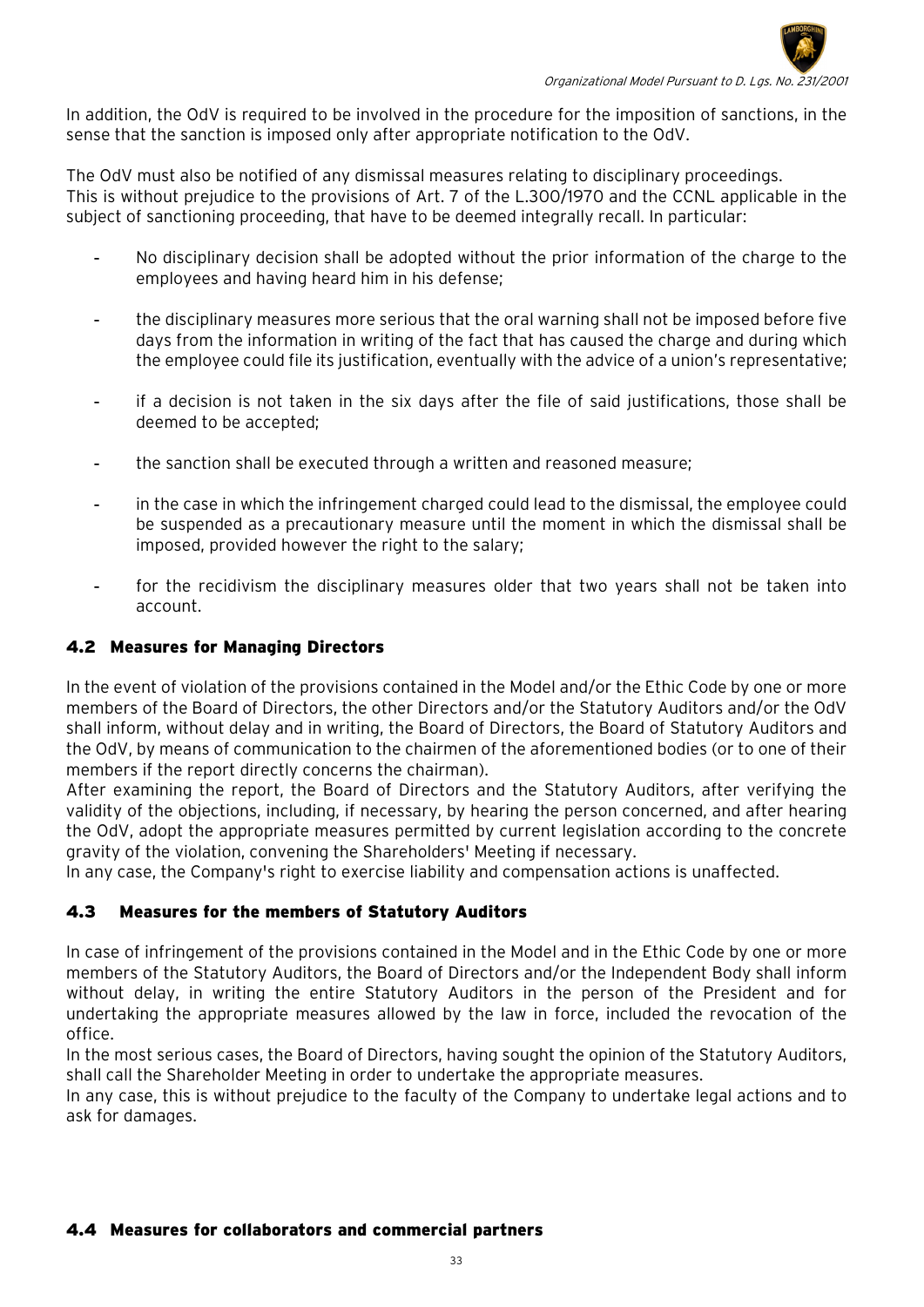In addition, the OdV is required to be involved in the procedure for the imposition of sanctions, in the sense that the sanction is imposed only after appropriate notification to the OdV.

The OdV must also be notified of any dismissal measures relating to disciplinary proceedings. This is without prejudice to the provisions of Art. 7 of the L.300/1970 and the CCNL applicable in the subject of sanctioning proceeding, that have to be deemed integrally recall. In particular:

- No disciplinary decision shall be adopted without the prior information of the charge to the employees and having heard him in his defense;
- the disciplinary measures more serious that the oral warning shall not be imposed before five days from the information in writing of the fact that has caused the charge and during which the employee could file its justification, eventually with the advice of a union's representative;
- if a decision is not taken in the six days after the file of said justifications, those shall be deemed to be accepted;
- the sanction shall be executed through a written and reasoned measure;
- in the case in which the infringement charged could lead to the dismissal, the employee could be suspended as a precautionary measure until the moment in which the dismissal shall be imposed, provided however the right to the salary;
- for the recidivism the disciplinary measures older that two years shall not be taken into account.

## 4.2 Measures for Managing Directors

In the event of violation of the provisions contained in the Model and/or the Ethic Code by one or more members of the Board of Directors, the other Directors and/or the Statutory Auditors and/or the OdV shall inform, without delay and in writing, the Board of Directors, the Board of Statutory Auditors and the OdV, by means of communication to the chairmen of the aforementioned bodies (or to one of their members if the report directly concerns the chairman).
After examining the report, the Board of Directors and the Statutory Auditors, after verifying the validity of the objections, including, if necessary, by hearing the person concerned, and after hearing the OdV, adopt the appropriate measures permitted by current legislation according to the concrete gravity of the violation, convening the Shareholders' Meeting if necessary.
In any case, the Company's right to exercise liability and compensation actions is unaffected.

## 4.3 Measures for the members of Statutory Auditors

In case of infringement of the provisions contained in the Model and in the Ethic Code by one or more members of the Statutory Auditors, the Board of Directors and/or the Independent Body shall inform without delay, in writing the entire Statutory Auditors in the person of the President and for undertaking the appropriate measures allowed by the law in force, included the revocation of the office.
In the most serious cases, the Board of Directors, having sought the opinion of the Statutory Auditors, shall call the Shareholder Meeting in order to undertake the appropriate measures.
In any case, this is without prejudice to the faculty of the Company to undertake legal actions and to ask for damages.

## 4.4 Measures for collaborators and commercial partners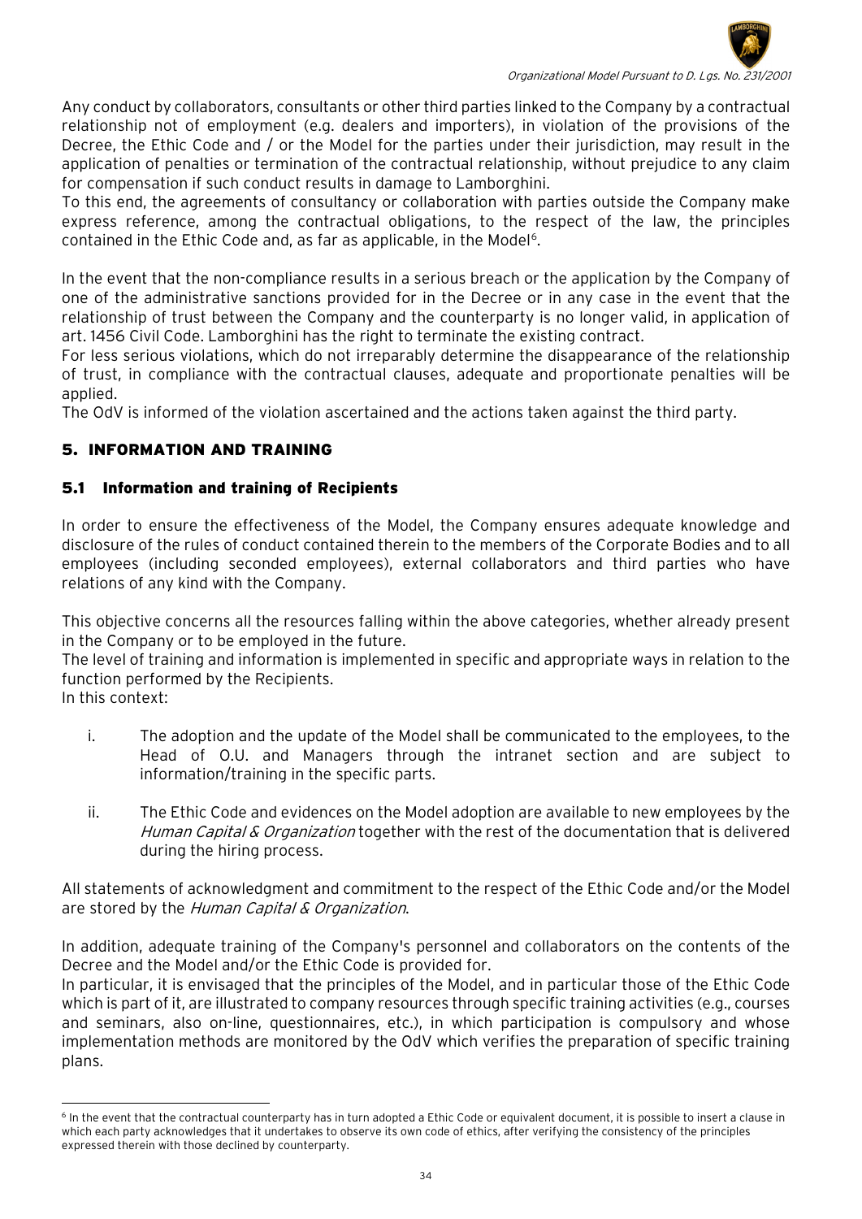Any conduct by collaborators, consultants or other third parties linked to the Company by a contractual relationship not of employment (e.g. dealers and importers), in violation of the provisions of the Decree, the Ethic Code and / or the Model for the parties under their jurisdiction, may result in the application of penalties or termination of the contractual relationship, without prejudice to any claim for compensation if such conduct results in damage to Lamborghini.
To this end, the agreements of consultancy or collaboration with parties outside the Company make express reference, among the contractual obligations, to the respect of the law, the principles contained in the Ethic Code and, as far as applicable, in the Model[6].

In the event that the non-compliance results in a serious breach or the application by the Company of one of the administrative sanctions provided for in the Decree or in any case in the event that the relationship of trust between the Company and the counterparty is no longer valid, in application of art. 1456 Civil Code. Lamborghini has the right to terminate the existing contract.
For less serious violations, which do not irreparably determine the disappearance of the relationship of trust, in compliance with the contractual clauses, adequate and proportionate penalties will be applied.
The OdV is informed of the violation ascertained and the actions taken against the third party.

## 5. INFORMATION AND TRAINING

### 5.1 Information and training of Recipients

In order to ensure the effectiveness of the Model, the Company ensures adequate knowledge and disclosure of the rules of conduct contained therein to the members of the Corporate Bodies and to all employees (including seconded employees), external collaborators and third parties who have relations of any kind with the Company.

This objective concerns all the resources falling within the above categories, whether already present in the Company or to be employed in the future.
The level of training and information is implemented in specific and appropriate ways in relation to the function performed by the Recipients.
In this context:

i. The adoption and the update of the Model shall be communicated to the employees, to the Head of O.U. and Managers through the intranet section and are subject to information/training in the specific parts.

ii. The Ethic Code and evidences on the Model adoption are available to new employees by the *Human Capital & Organization* together with the rest of the documentation that is delivered during the hiring process.

All statements of acknowledgment and commitment to the respect of the Ethic Code and/or the Model are stored by the *Human Capital & Organization*.

In addition, adequate training of the Company's personnel and collaborators on the contents of the Decree and the Model and/or the Ethic Code is provided for.
In particular, it is envisaged that the principles of the Model, and in particular those of the Ethic Code which is part of it, are illustrated to company resources through specific training activities (e.g., courses and seminars, also on-line, questionnaires, etc.), in which participation is compulsory and whose implementation methods are monitored by the OdV which verifies the preparation of specific training plans.

---

[6] In the event that the contractual counterparty has in turn adopted a Ethic Code or equivalent document, it is possible to insert a clause in which each party acknowledges that it undertakes to observe its own code of ethics, after verifying the consistency of the principles expressed therein with those declined by counterparty.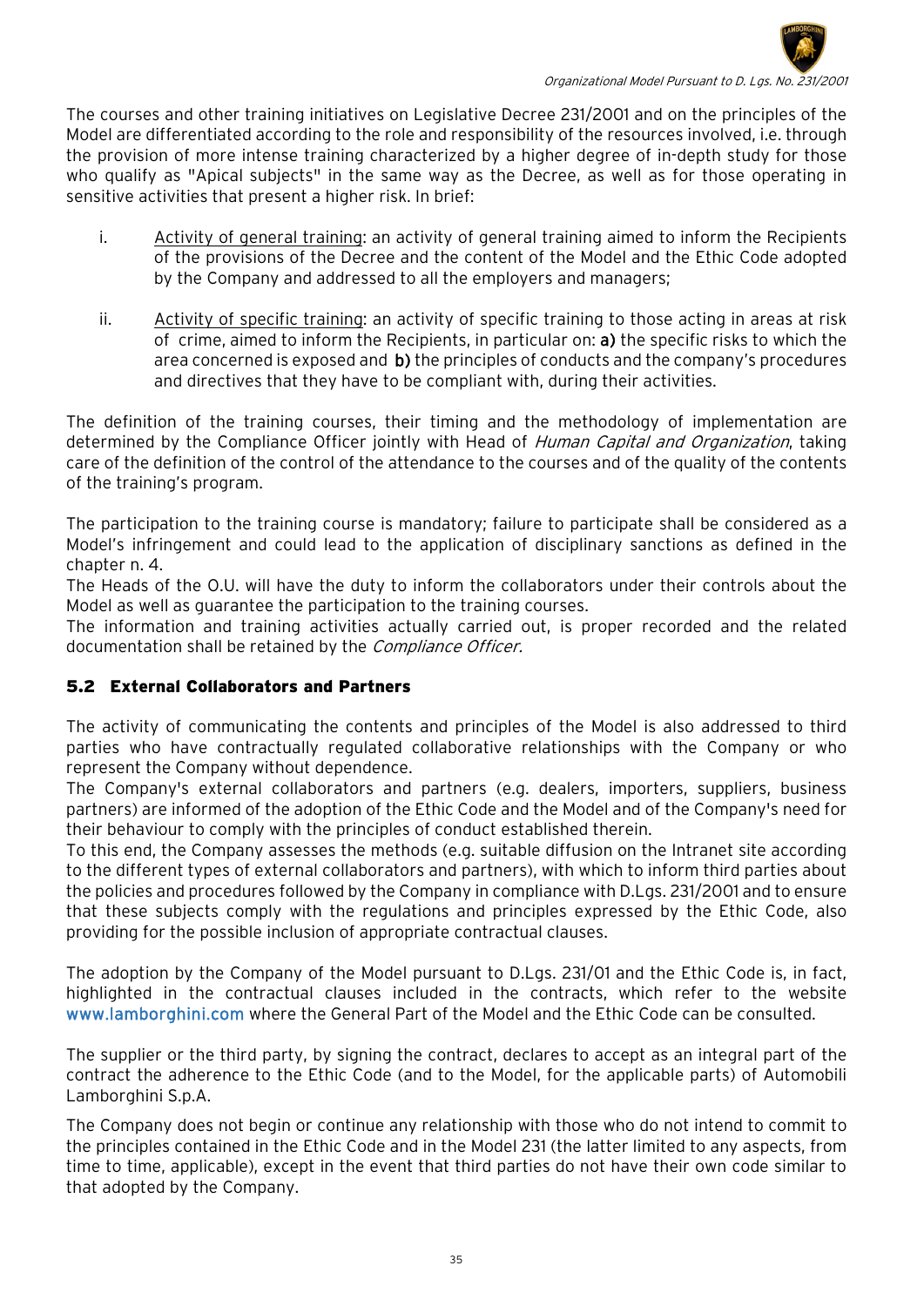The courses and other training initiatives on Legislative Decree 231/2001 and on the principles of the Model are differentiated according to the role and responsibility of the resources involved, i.e. through the provision of more intense training characterized by a higher degree of in-depth study for those who qualify as "Apical subjects" in the same way as the Decree, as well as for those operating in sensitive activities that present a higher risk. In brief:

i. Activity of general training: an activity of general training aimed to inform the Recipients of the provisions of the Decree and the content of the Model and the Ethic Code adopted by the Company and addressed to all the employers and managers;

ii. Activity of specific training: an activity of specific training to those acting in areas at risk of crime, aimed to inform the Recipients, in particular on: **a)** the specific risks to which the area concerned is exposed and **b)** the principles of conducts and the company's procedures and directives that they have to be compliant with, during their activities.

The definition of the training courses, their timing and the methodology of implementation are determined by the Compliance Officer jointly with Head of *Human Capital and Organization*, taking care of the definition of the control of the attendance to the courses and of the quality of the contents of the training's program.

The participation to the training course is mandatory; failure to participate shall be considered as a Model's infringement and could lead to the application of disciplinary sanctions as defined in the chapter n. 4.

The Heads of the O.U. will have the duty to inform the collaborators under their controls about the Model as well as guarantee the participation to the training courses.

The information and training activities actually carried out, is proper recorded and the related documentation shall be retained by the *Compliance Officer.*

## 5.2 External Collaborators and Partners

The activity of communicating the contents and principles of the Model is also addressed to third parties who have contractually regulated collaborative relationships with the Company or who represent the Company without dependence.

The Company's external collaborators and partners (e.g. dealers, importers, suppliers, business partners) are informed of the adoption of the Ethic Code and the Model and of the Company's need for their behaviour to comply with the principles of conduct established therein.

To this end, the Company assesses the methods (e.g. suitable diffusion on the Intranet site according to the different types of external collaborators and partners), with which to inform third parties about the policies and procedures followed by the Company in compliance with D.Lgs. 231/2001 and to ensure that these subjects comply with the regulations and principles expressed by the Ethic Code, also providing for the possible inclusion of appropriate contractual clauses.

The adoption by the Company of the Model pursuant to D.Lgs. 231/01 and the Ethic Code is, in fact, highlighted in the contractual clauses included in the contracts, which refer to the website www.lamborghini.com where the General Part of the Model and the Ethic Code can be consulted.

The supplier or the third party, by signing the contract, declares to accept as an integral part of the contract the adherence to the Ethic Code (and to the Model, for the applicable parts) of Automobili Lamborghini S.p.A.

The Company does not begin or continue any relationship with those who do not intend to commit to the principles contained in the Ethic Code and in the Model 231 (the latter limited to any aspects, from time to time, applicable), except in the event that third parties do not have their own code similar to that adopted by the Company.